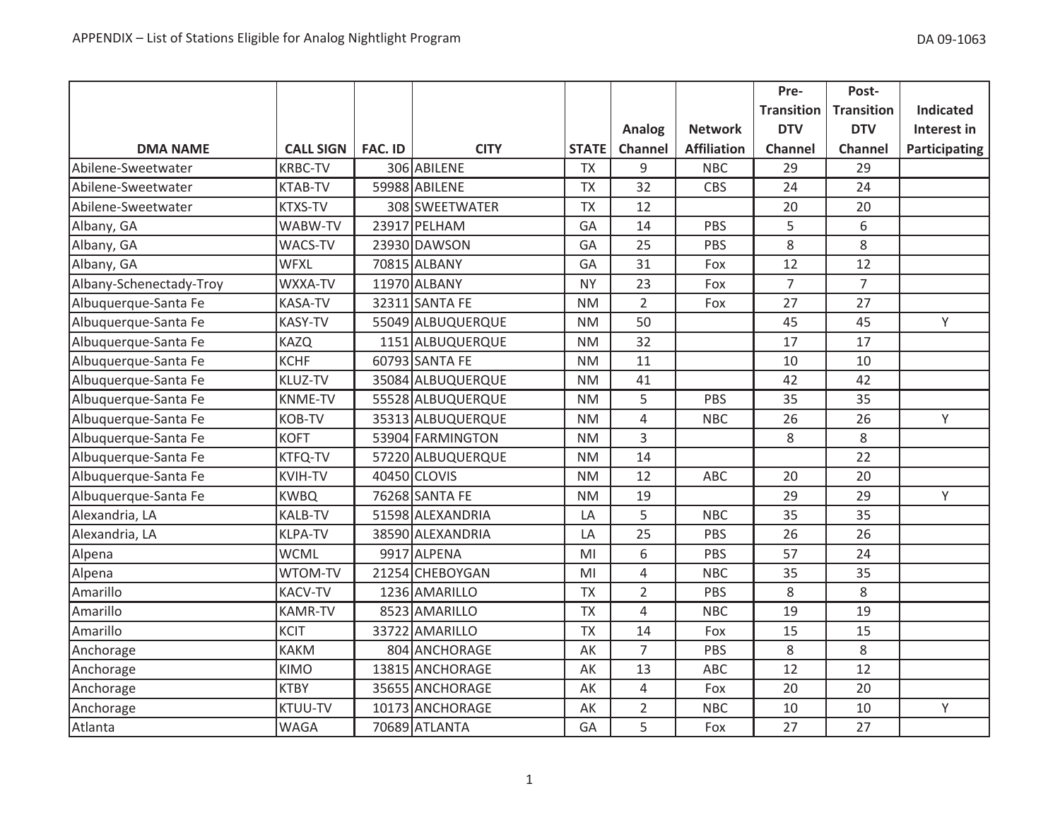APPENDIX – List of Stations Eligible for Analog Nightlight Program

| DMA NAME | CALL SIGN | FAC. ID | CITY | STATE | Analog Channel | Network Affiliation | Pre-Transition DTV Channel | Post-Transition DTV Channel | Indicated Interest in Participating |
|---|---|---|---|---|---|---|---|---|---|
| Abilene-Sweetwater | KRBC-TV | 306 | ABILENE | TX | 9 | NBC | 29 | 29 | |
| Abilene-Sweetwater | KTAB-TV | 59988 | ABILENE | TX | 32 | CBS | 24 | 24 | |
| Abilene-Sweetwater | KTXS-TV | 308 | SWEETWATER | TX | 12 | | 20 | 20 | |
| Albany, GA | WABW-TV | 23917 | PELHAM | GA | 14 | PBS | 5 | 6 | |
| Albany, GA | WACS-TV | 23930 | DAWSON | GA | 25 | PBS | 8 | 8 | |
| Albany, GA | WFXL | 70815 | ALBANY | GA | 31 | Fox | 12 | 12 | |
| Albany-Schenectady-Troy | WXXA-TV | 11970 | ALBANY | NY | 23 | Fox | 7 | 7 | |
| Albuquerque-Santa Fe | KASA-TV | 32311 | SANTA FE | NM | 2 | Fox | 27 | 27 | |
| Albuquerque-Santa Fe | KASY-TV | 55049 | ALBUQUERQUE | NM | 50 | | 45 | 45 | Y |
| Albuquerque-Santa Fe | KAZQ | 1151 | ALBUQUERQUE | NM | 32 | | 17 | 17 | |
| Albuquerque-Santa Fe | KCHF | 60793 | SANTA FE | NM | 11 | | 10 | 10 | |
| Albuquerque-Santa Fe | KLUZ-TV | 35084 | ALBUQUERQUE | NM | 41 | | 42 | 42 | |
| Albuquerque-Santa Fe | KNME-TV | 55528 | ALBUQUERQUE | NM | 5 | PBS | 35 | 35 | |
| Albuquerque-Santa Fe | KOB-TV | 35313 | ALBUQUERQUE | NM | 4 | NBC | 26 | 26 | Y |
| Albuquerque-Santa Fe | KOFT | 53904 | FARMINGTON | NM | 3 | | 8 | 8 | |
| Albuquerque-Santa Fe | KTFQ-TV | 57220 | ALBUQUERQUE | NM | 14 | | | 22 | |
| Albuquerque-Santa Fe | KVIH-TV | 40450 | CLOVIS | NM | 12 | ABC | 20 | 20 | |
| Albuquerque-Santa Fe | KWBQ | 76268 | SANTA FE | NM | 19 | | 29 | 29 | Y |
| Alexandria, LA | KALB-TV | 51598 | ALEXANDRIA | LA | 5 | NBC | 35 | 35 | |
| Alexandria, LA | KLPA-TV | 38590 | ALEXANDRIA | LA | 25 | PBS | 26 | 26 | |
| Alpena | WCML | 9917 | ALPENA | MI | 6 | PBS | 57 | 24 | |
| Alpena | WTOM-TV | 21254 | CHEBOYGAN | MI | 4 | NBC | 35 | 35 | |
| Amarillo | KACV-TV | 1236 | AMARILLO | TX | 2 | PBS | 8 | 8 | |
| Amarillo | KAMR-TV | 8523 | AMARILLO | TX | 4 | NBC | 19 | 19 | |
| Amarillo | KCIT | 33722 | AMARILLO | TX | 14 | Fox | 15 | 15 | |
| Anchorage | KAKM | 804 | ANCHORAGE | AK | 7 | PBS | 8 | 8 | |
| Anchorage | KIMO | 13815 | ANCHORAGE | AK | 13 | ABC | 12 | 12 | |
| Anchorage | KTBY | 35655 | ANCHORAGE | AK | 4 | Fox | 20 | 20 | |
| Anchorage | KTUU-TV | 10173 | ANCHORAGE | AK | 2 | NBC | 10 | 10 | Y |
| Atlanta | WAGA | 70689 | ATLANTA | GA | 5 | Fox | 27 | 27 | |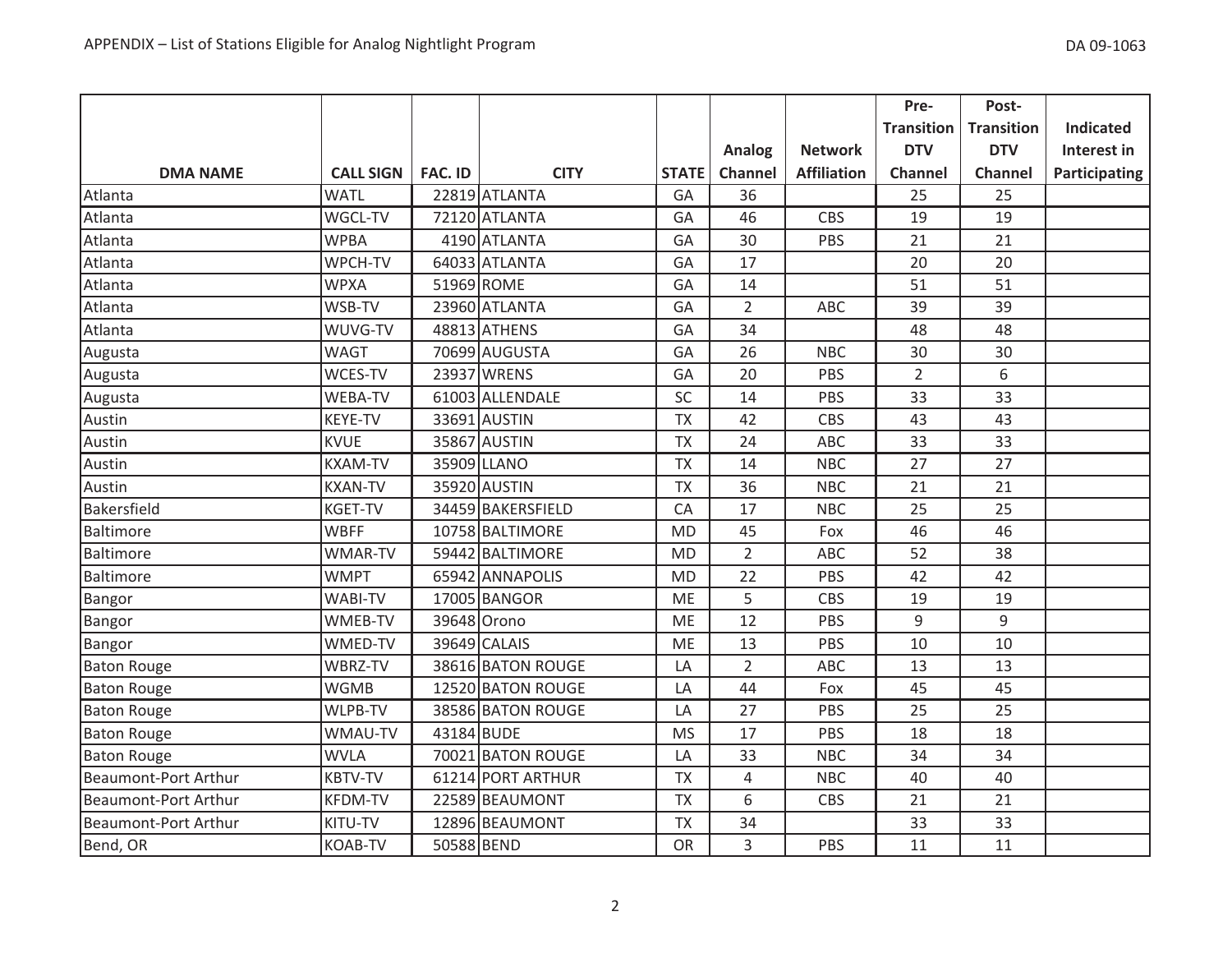| DMA NAME | CALL SIGN | FAC. ID | CITY | STATE | Analog Channel | Network Affiliation | Pre-Transition DTV Channel | Post-Transition DTV Channel | Indicated Interest in Participating |
|---|---|---|---|---|---|---|---|---|---|
| Atlanta | WATL | 22819 | ATLANTA | GA | 36 | | 25 | 25 | |
| Atlanta | WGCL-TV | 72120 | ATLANTA | GA | 46 | CBS | 19 | 19 | |
| Atlanta | WPBA | 4190 | ATLANTA | GA | 30 | PBS | 21 | 21 | |
| Atlanta | WPCH-TV | 64033 | ATLANTA | GA | 17 | | 20 | 20 | |
| Atlanta | WPXA | 51969 | ROME | GA | 14 | | 51 | 51 | |
| Atlanta | WSB-TV | 23960 | ATLANTA | GA | 2 | ABC | 39 | 39 | |
| Atlanta | WUVG-TV | 48813 | ATHENS | GA | 34 | | 48 | 48 | |
| Augusta | WAGT | 70699 | AUGUSTA | GA | 26 | NBC | 30 | 30 | |
| Augusta | WCES-TV | 23937 | WRENS | GA | 20 | PBS | 2 | 6 | |
| Augusta | WEBA-TV | 61003 | ALLENDALE | SC | 14 | PBS | 33 | 33 | |
| Austin | KEYE-TV | 33691 | AUSTIN | TX | 42 | CBS | 43 | 43 | |
| Austin | KVUE | 35867 | AUSTIN | TX | 24 | ABC | 33 | 33 | |
| Austin | KXAM-TV | 35909 | LLANO | TX | 14 | NBC | 27 | 27 | |
| Austin | KXAN-TV | 35920 | AUSTIN | TX | 36 | NBC | 21 | 21 | |
| Bakersfield | KGET-TV | 34459 | BAKERSFIELD | CA | 17 | NBC | 25 | 25 | |
| Baltimore | WBFF | 10758 | BALTIMORE | MD | 45 | Fox | 46 | 46 | |
| Baltimore | WMAR-TV | 59442 | BALTIMORE | MD | 2 | ABC | 52 | 38 | |
| Baltimore | WMPT | 65942 | ANNAPOLIS | MD | 22 | PBS | 42 | 42 | |
| Bangor | WABI-TV | 17005 | BANGOR | ME | 5 | CBS | 19 | 19 | |
| Bangor | WMEB-TV | 39648 | Orono | ME | 12 | PBS | 9 | 9 | |
| Bangor | WMED-TV | 39649 | CALAIS | ME | 13 | PBS | 10 | 10 | |
| Baton Rouge | WBRZ-TV | 38616 | BATON ROUGE | LA | 2 | ABC | 13 | 13 | |
| Baton Rouge | WGMB | 12520 | BATON ROUGE | LA | 44 | Fox | 45 | 45 | |
| Baton Rouge | WLPB-TV | 38586 | BATON ROUGE | LA | 27 | PBS | 25 | 25 | |
| Baton Rouge | WMAU-TV | 43184 | BUDE | MS | 17 | PBS | 18 | 18 | |
| Baton Rouge | WVLA | 70021 | BATON ROUGE | LA | 33 | NBC | 34 | 34 | |
| Beaumont-Port Arthur | KBTV-TV | 61214 | PORT ARTHUR | TX | 4 | NBC | 40 | 40 | |
| Beaumont-Port Arthur | KFDM-TV | 22589 | BEAUMONT | TX | 6 | CBS | 21 | 21 | |
| Beaumont-Port Arthur | KITU-TV | 12896 | BEAUMONT | TX | 34 | | 33 | 33 | |
| Bend, OR | KOAB-TV | 50588 | BEND | OR | 3 | PBS | 11 | 11 | |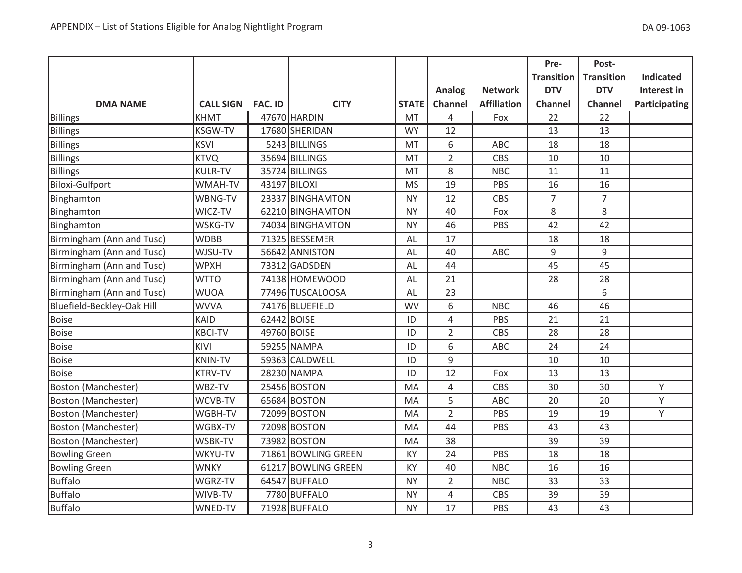| DMA NAME | CALL SIGN | FAC. ID | CITY | STATE | Analog Channel | Network Affiliation | Pre-Transition DTV Channel | Post-Transition DTV Channel | Indicated Interest in Participating |
|---|---|---|---|---|---|---|---|---|---|
| Billings | KHMT | 47670 | HARDIN | MT | 4 | Fox | 22 | 22 | |
| Billings | KSGW-TV | 17680 | SHERIDAN | WY | 12 | | 13 | 13 | |
| Billings | KSVI | 5243 | BILLINGS | MT | 6 | ABC | 18 | 18 | |
| Billings | KTVQ | 35694 | BILLINGS | MT | 2 | CBS | 10 | 10 | |
| Billings | KULR-TV | 35724 | BILLINGS | MT | 8 | NBC | 11 | 11 | |
| Biloxi-Gulfport | WMAH-TV | 43197 | BILOXI | MS | 19 | PBS | 16 | 16 | |
| Binghamton | WBNG-TV | 23337 | BINGHAMTON | NY | 12 | CBS | 7 | 7 | |
| Binghamton | WICZ-TV | 62210 | BINGHAMTON | NY | 40 | Fox | 8 | 8 | |
| Binghamton | WSKG-TV | 74034 | BINGHAMTON | NY | 46 | PBS | 42 | 42 | |
| Birmingham (Ann and Tusc) | WDBB | 71325 | BESSEMER | AL | 17 | | 18 | 18 | |
| Birmingham (Ann and Tusc) | WJSU-TV | 56642 | ANNISTON | AL | 40 | ABC | 9 | 9 | |
| Birmingham (Ann and Tusc) | WPXH | 73312 | GADSDEN | AL | 44 | | 45 | 45 | |
| Birmingham (Ann and Tusc) | WTTO | 74138 | HOMEWOOD | AL | 21 | | 28 | 28 | |
| Birmingham (Ann and Tusc) | WUOA | 77496 | TUSCALOOSA | AL | 23 | | | 6 | |
| Bluefield-Beckley-Oak Hill | WVVA | 74176 | BLUEFIELD | WV | 6 | NBC | 46 | 46 | |
| Boise | KAID | 62442 | BOISE | ID | 4 | PBS | 21 | 21 | |
| Boise | KBCI-TV | 49760 | BOISE | ID | 2 | CBS | 28 | 28 | |
| Boise | KIVI | 59255 | NAMPA | ID | 6 | ABC | 24 | 24 | |
| Boise | KNIN-TV | 59363 | CALDWELL | ID | 9 | | 10 | 10 | |
| Boise | KTRV-TV | 28230 | NAMPA | ID | 12 | Fox | 13 | 13 | |
| Boston (Manchester) | WBZ-TV | 25456 | BOSTON | MA | 4 | CBS | 30 | 30 | Y |
| Boston (Manchester) | WCVB-TV | 65684 | BOSTON | MA | 5 | ABC | 20 | 20 | Y |
| Boston (Manchester) | WGBH-TV | 72099 | BOSTON | MA | 2 | PBS | 19 | 19 | Y |
| Boston (Manchester) | WGBX-TV | 72098 | BOSTON | MA | 44 | PBS | 43 | 43 | |
| Boston (Manchester) | WSBK-TV | 73982 | BOSTON | MA | 38 | | 39 | 39 | |
| Bowling Green | WKYU-TV | 71861 | BOWLING GREEN | KY | 24 | PBS | 18 | 18 | |
| Bowling Green | WNKY | 61217 | BOWLING GREEN | KY | 40 | NBC | 16 | 16 | |
| Buffalo | WGRZ-TV | 64547 | BUFFALO | NY | 2 | NBC | 33 | 33 | |
| Buffalo | WIVB-TV | 7780 | BUFFALO | NY | 4 | CBS | 39 | 39 | |
| Buffalo | WNED-TV | 71928 | BUFFALO | NY | 17 | PBS | 43 | 43 | |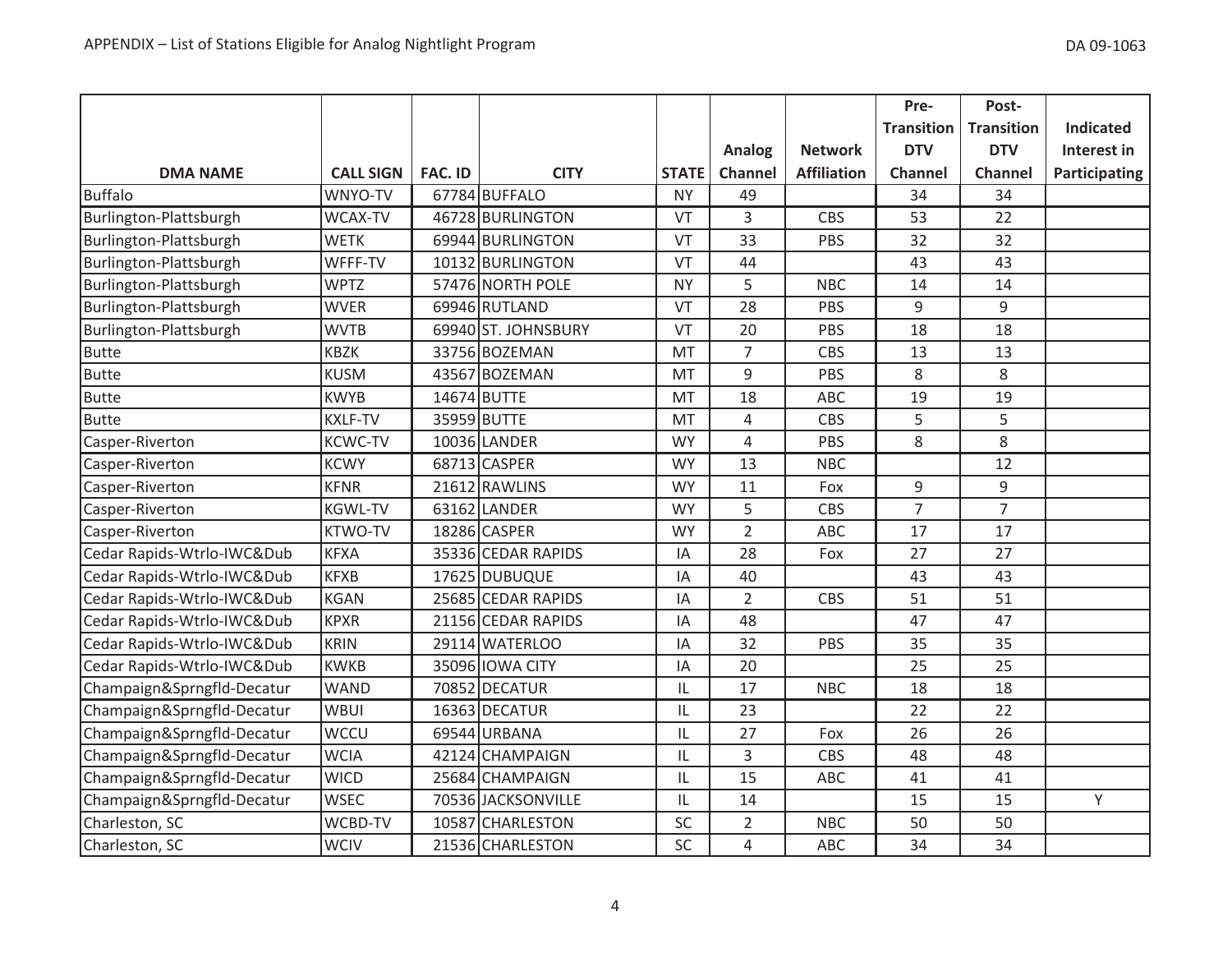| DMA NAME | CALL SIGN | FAC. ID | CITY | STATE | Analog Channel | Network Affiliation | Pre-Transition DTV Channel | Post-Transition DTV Channel | Indicated Interest in Participating |
|---|---|---|---|---|---|---|---|---|---|
| Buffalo | WNYO-TV | 67784 | BUFFALO | NY | 49 | | 34 | 34 | |
| Burlington-Plattsburgh | WCAX-TV | 46728 | BURLINGTON | VT | 3 | CBS | 53 | 22 | |
| Burlington-Plattsburgh | WETK | 69944 | BURLINGTON | VT | 33 | PBS | 32 | 32 | |
| Burlington-Plattsburgh | WFFF-TV | 10132 | BURLINGTON | VT | 44 | | 43 | 43 | |
| Burlington-Plattsburgh | WPTZ | 57476 | NORTH POLE | NY | 5 | NBC | 14 | 14 | |
| Burlington-Plattsburgh | WVER | 69946 | RUTLAND | VT | 28 | PBS | 9 | 9 | |
| Burlington-Plattsburgh | WVTB | 69940 | ST. JOHNSBURY | VT | 20 | PBS | 18 | 18 | |
| Butte | KBZK | 33756 | BOZEMAN | MT | 7 | CBS | 13 | 13 | |
| Butte | KUSM | 43567 | BOZEMAN | MT | 9 | PBS | 8 | 8 | |
| Butte | KWYB | 14674 | BUTTE | MT | 18 | ABC | 19 | 19 | |
| Butte | KXLF-TV | 35959 | BUTTE | MT | 4 | CBS | 5 | 5 | |
| Casper-Riverton | KCWC-TV | 10036 | LANDER | WY | 4 | PBS | 8 | 8 | |
| Casper-Riverton | KCWY | 68713 | CASPER | WY | 13 | NBC | | 12 | |
| Casper-Riverton | KFNR | 21612 | RAWLINS | WY | 11 | Fox | 9 | 9 | |
| Casper-Riverton | KGWL-TV | 63162 | LANDER | WY | 5 | CBS | 7 | 7 | |
| Casper-Riverton | KTWO-TV | 18286 | CASPER | WY | 2 | ABC | 17 | 17 | |
| Cedar Rapids-Wtrlo-IWC&Dub | KFXA | 35336 | CEDAR RAPIDS | IA | 28 | Fox | 27 | 27 | |
| Cedar Rapids-Wtrlo-IWC&Dub | KFXB | 17625 | DUBUQUE | IA | 40 | | 43 | 43 | |
| Cedar Rapids-Wtrlo-IWC&Dub | KGAN | 25685 | CEDAR RAPIDS | IA | 2 | CBS | 51 | 51 | |
| Cedar Rapids-Wtrlo-IWC&Dub | KPXR | 21156 | CEDAR RAPIDS | IA | 48 | | 47 | 47 | |
| Cedar Rapids-Wtrlo-IWC&Dub | KRIN | 29114 | WATERLOO | IA | 32 | PBS | 35 | 35 | |
| Cedar Rapids-Wtrlo-IWC&Dub | KWKB | 35096 | IOWA CITY | IA | 20 | | 25 | 25 | |
| Champaign&Sprngfld-Decatur | WAND | 70852 | DECATUR | IL | 17 | NBC | 18 | 18 | |
| Champaign&Sprngfld-Decatur | WBUI | 16363 | DECATUR | IL | 23 | | 22 | 22 | |
| Champaign&Sprngfld-Decatur | WCCU | 69544 | URBANA | IL | 27 | Fox | 26 | 26 | |
| Champaign&Sprngfld-Decatur | WCIA | 42124 | CHAMPAIGN | IL | 3 | CBS | 48 | 48 | |
| Champaign&Sprngfld-Decatur | WICD | 25684 | CHAMPAIGN | IL | 15 | ABC | 41 | 41 | |
| Champaign&Sprngfld-Decatur | WSEC | 70536 | JACKSONVILLE | IL | 14 | | 15 | 15 | Y |
| Charleston, SC | WCBD-TV | 10587 | CHARLESTON | SC | 2 | NBC | 50 | 50 | |
| Charleston, SC | WCIV | 21536 | CHARLESTON | SC | 4 | ABC | 34 | 34 | |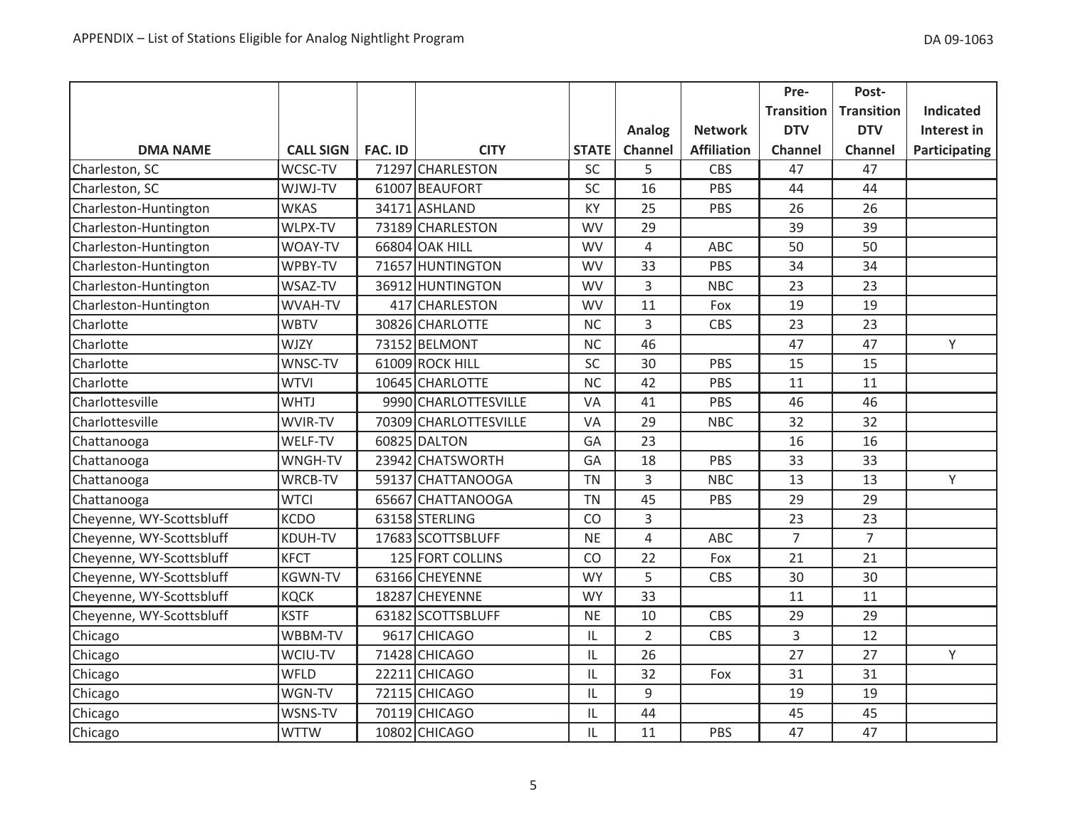| DMA NAME | CALL SIGN | FAC. ID | CITY | STATE | Analog Channel | Network Affiliation | Pre-Transition DTV Channel | Post-Transition DTV Channel | Indicated Interest in Participating |
|---|---|---|---|---|---|---|---|---|---|
| Charleston, SC | WCSC-TV | 71297 | CHARLESTON | SC | 5 | CBS | 47 | 47 | |
| Charleston, SC | WJWJ-TV | 61007 | BEAUFORT | SC | 16 | PBS | 44 | 44 | |
| Charleston-Huntington | WKAS | 34171 | ASHLAND | KY | 25 | PBS | 26 | 26 | |
| Charleston-Huntington | WLPX-TV | 73189 | CHARLESTON | WV | 29 | | 39 | 39 | |
| Charleston-Huntington | WOAY-TV | 66804 | OAK HILL | WV | 4 | ABC | 50 | 50 | |
| Charleston-Huntington | WPBY-TV | 71657 | HUNTINGTON | WV | 33 | PBS | 34 | 34 | |
| Charleston-Huntington | WSAZ-TV | 36912 | HUNTINGTON | WV | 3 | NBC | 23 | 23 | |
| Charleston-Huntington | WVAH-TV | 417 | CHARLESTON | WV | 11 | Fox | 19 | 19 | |
| Charlotte | WBTV | 30826 | CHARLOTTE | NC | 3 | CBS | 23 | 23 | |
| Charlotte | WJZY | 73152 | BELMONT | NC | 46 | | 47 | 47 | Y |
| Charlotte | WNSC-TV | 61009 | ROCK HILL | SC | 30 | PBS | 15 | 15 | |
| Charlotte | WTVI | 10645 | CHARLOTTE | NC | 42 | PBS | 11 | 11 | |
| Charlottesville | WHTJ | 9990 | CHARLOTTESVILLE | VA | 41 | PBS | 46 | 46 | |
| Charlottesville | WVIR-TV | 70309 | CHARLOTTESVILLE | VA | 29 | NBC | 32 | 32 | |
| Chattanooga | WELF-TV | 60825 | DALTON | GA | 23 | | 16 | 16 | |
| Chattanooga | WNGH-TV | 23942 | CHATSWORTH | GA | 18 | PBS | 33 | 33 | |
| Chattanooga | WRCB-TV | 59137 | CHATTANOOGA | TN | 3 | NBC | 13 | 13 | Y |
| Chattanooga | WTCI | 65667 | CHATTANOOGA | TN | 45 | PBS | 29 | 29 | |
| Cheyenne, WY-Scottsbluff | KCDO | 63158 | STERLING | CO | 3 | | 23 | 23 | |
| Cheyenne, WY-Scottsbluff | KDUH-TV | 17683 | SCOTTSBLUFF | NE | 4 | ABC | 7 | 7 | |
| Cheyenne, WY-Scottsbluff | KFCT | 125 | FORT COLLINS | CO | 22 | Fox | 21 | 21 | |
| Cheyenne, WY-Scottsbluff | KGWN-TV | 63166 | CHEYENNE | WY | 5 | CBS | 30 | 30 | |
| Cheyenne, WY-Scottsbluff | KQCK | 18287 | CHEYENNE | WY | 33 | | 11 | 11 | |
| Cheyenne, WY-Scottsbluff | KSTF | 63182 | SCOTTSBLUFF | NE | 10 | CBS | 29 | 29 | |
| Chicago | WBBM-TV | 9617 | CHICAGO | IL | 2 | CBS | 3 | 12 | |
| Chicago | WCIU-TV | 71428 | CHICAGO | IL | 26 | | 27 | 27 | Y |
| Chicago | WFLD | 22211 | CHICAGO | IL | 32 | Fox | 31 | 31 | |
| Chicago | WGN-TV | 72115 | CHICAGO | IL | 9 | | 19 | 19 | |
| Chicago | WSNS-TV | 70119 | CHICAGO | IL | 44 | | 45 | 45 | |
| Chicago | WTTW | 10802 | CHICAGO | IL | 11 | PBS | 47 | 47 | |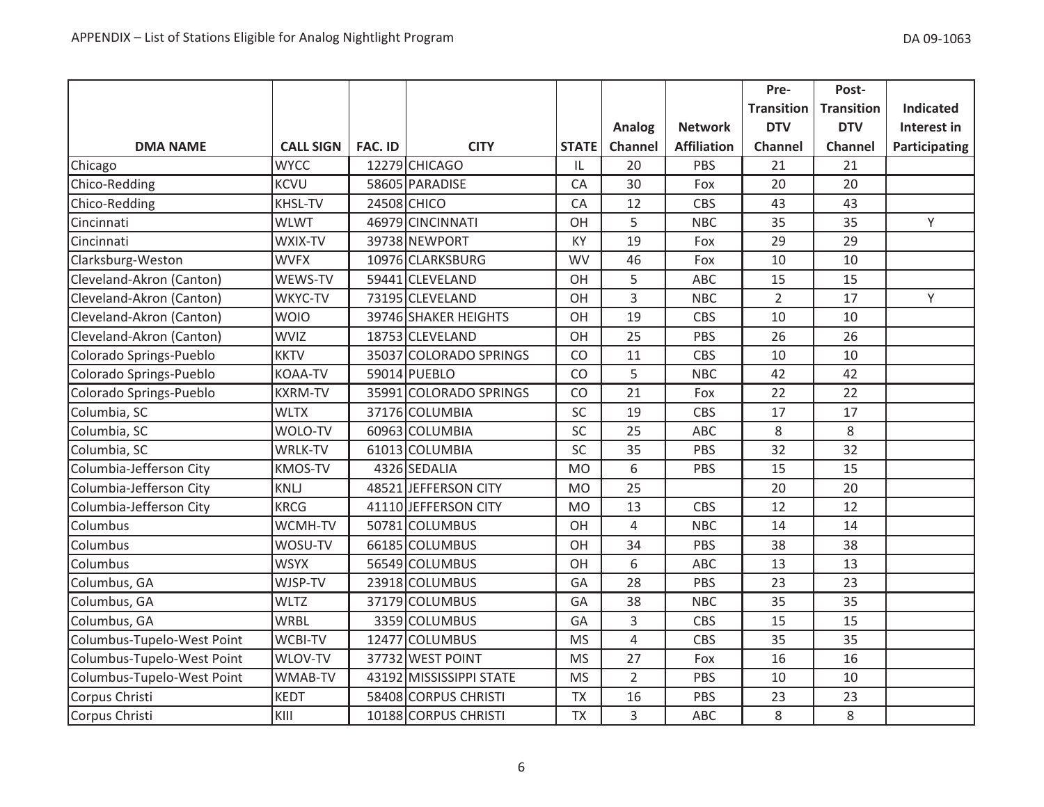| DMA NAME | CALL SIGN | FAC. ID | CITY | STATE | Analog Channel | Network Affiliation | Pre-Transition DTV Channel | Post-Transition DTV Channel | Indicated Interest in Participating |
|---|---|---|---|---|---|---|---|---|---|
| Chicago | WYCC | 12279 | CHICAGO | IL | 20 | PBS | 21 | 21 | |
| Chico-Redding | KCVU | 58605 | PARADISE | CA | 30 | Fox | 20 | 20 | |
| Chico-Redding | KHSL-TV | 24508 | CHICO | CA | 12 | CBS | 43 | 43 | |
| Cincinnati | WLWT | 46979 | CINCINNATI | OH | 5 | NBC | 35 | 35 | Y |
| Cincinnati | WXIX-TV | 39738 | NEWPORT | KY | 19 | Fox | 29 | 29 | |
| Clarksburg-Weston | WVFX | 10976 | CLARKSBURG | WV | 46 | Fox | 10 | 10 | |
| Cleveland-Akron (Canton) | WEWS-TV | 59441 | CLEVELAND | OH | 5 | ABC | 15 | 15 | |
| Cleveland-Akron (Canton) | WKYC-TV | 73195 | CLEVELAND | OH | 3 | NBC | 2 | 17 | Y |
| Cleveland-Akron (Canton) | WOIO | 39746 | SHAKER HEIGHTS | OH | 19 | CBS | 10 | 10 | |
| Cleveland-Akron (Canton) | WVIZ | 18753 | CLEVELAND | OH | 25 | PBS | 26 | 26 | |
| Colorado Springs-Pueblo | KKTV | 35037 | COLORADO SPRINGS | CO | 11 | CBS | 10 | 10 | |
| Colorado Springs-Pueblo | KOAA-TV | 59014 | PUEBLO | CO | 5 | NBC | 42 | 42 | |
| Colorado Springs-Pueblo | KXRM-TV | 35991 | COLORADO SPRINGS | CO | 21 | Fox | 22 | 22 | |
| Columbia, SC | WLTX | 37176 | COLUMBIA | SC | 19 | CBS | 17 | 17 | |
| Columbia, SC | WOLO-TV | 60963 | COLUMBIA | SC | 25 | ABC | 8 | 8 | |
| Columbia, SC | WRLK-TV | 61013 | COLUMBIA | SC | 35 | PBS | 32 | 32 | |
| Columbia-Jefferson City | KMOS-TV | 4326 | SEDALIA | MO | 6 | PBS | 15 | 15 | |
| Columbia-Jefferson City | KNLJ | 48521 | JEFFERSON CITY | MO | 25 | | 20 | 20 | |
| Columbia-Jefferson City | KRCG | 41110 | JEFFERSON CITY | MO | 13 | CBS | 12 | 12 | |
| Columbus | WCMH-TV | 50781 | COLUMBUS | OH | 4 | NBC | 14 | 14 | |
| Columbus | WOSU-TV | 66185 | COLUMBUS | OH | 34 | PBS | 38 | 38 | |
| Columbus | WSYX | 56549 | COLUMBUS | OH | 6 | ABC | 13 | 13 | |
| Columbus, GA | WJSP-TV | 23918 | COLUMBUS | GA | 28 | PBS | 23 | 23 | |
| Columbus, GA | WLTZ | 37179 | COLUMBUS | GA | 38 | NBC | 35 | 35 | |
| Columbus, GA | WRBL | 3359 | COLUMBUS | GA | 3 | CBS | 15 | 15 | |
| Columbus-Tupelo-West Point | WCBI-TV | 12477 | COLUMBUS | MS | 4 | CBS | 35 | 35 | |
| Columbus-Tupelo-West Point | WLOV-TV | 37732 | WEST POINT | MS | 27 | Fox | 16 | 16 | |
| Columbus-Tupelo-West Point | WMAB-TV | 43192 | MISSISSIPPI STATE | MS | 2 | PBS | 10 | 10 | |
| Corpus Christi | KEDT | 58408 | CORPUS CHRISTI | TX | 16 | PBS | 23 | 23 | |
| Corpus Christi | KIII | 10188 | CORPUS CHRISTI | TX | 3 | ABC | 8 | 8 | |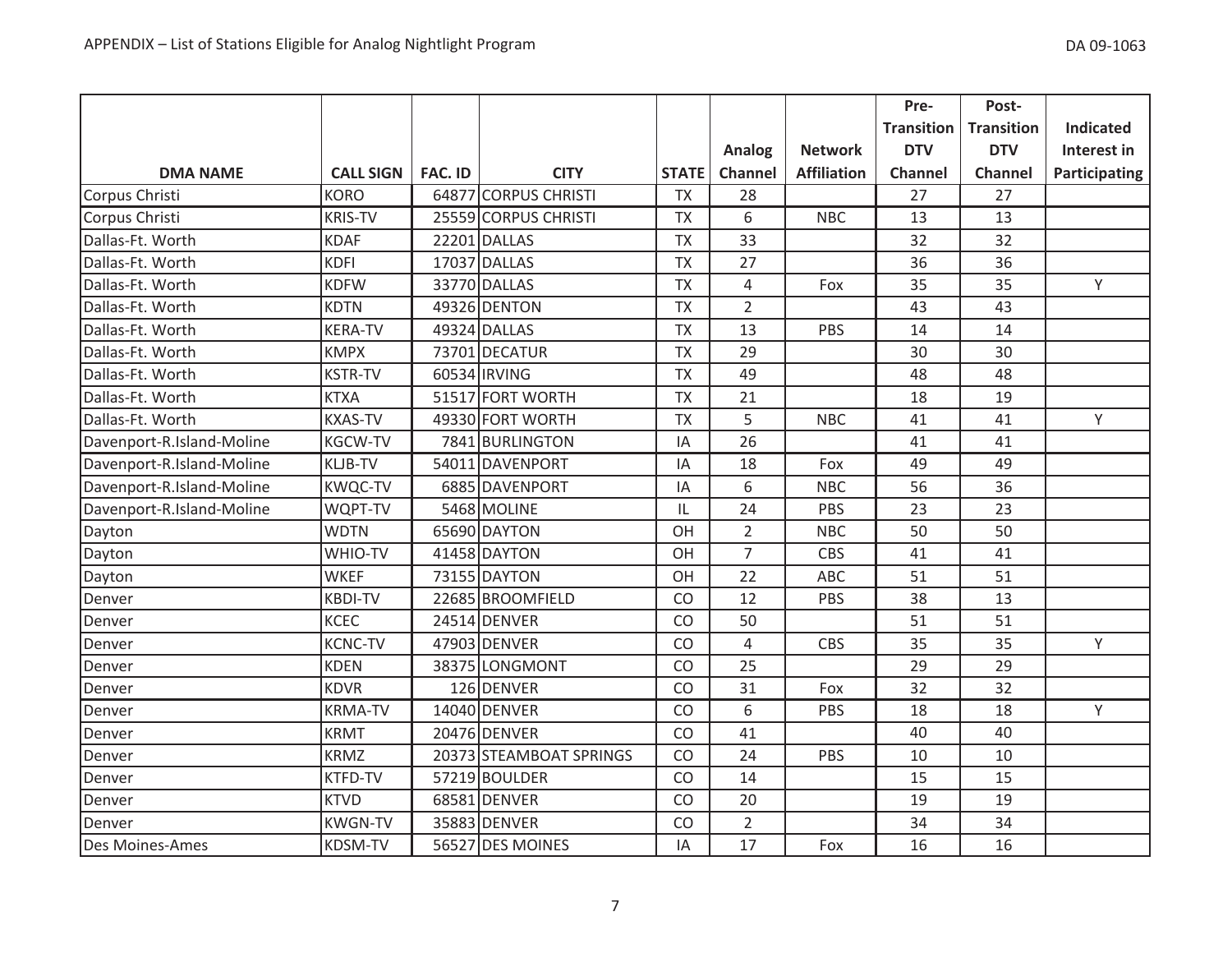| DMA NAME | CALL SIGN | FAC. ID | CITY | STATE | Analog Channel | Network Affiliation | Pre-Transition DTV Channel | Post-Transition DTV Channel | Indicated Interest in Participating |
|---|---|---|---|---|---|---|---|---|---|
| Corpus Christi | KORO | 64877 | CORPUS CHRISTI | TX | 28 | | 27 | 27 | |
| Corpus Christi | KRIS-TV | 25559 | CORPUS CHRISTI | TX | 6 | NBC | 13 | 13 | |
| Dallas-Ft. Worth | KDAF | 22201 | DALLAS | TX | 33 | | 32 | 32 | |
| Dallas-Ft. Worth | KDFI | 17037 | DALLAS | TX | 27 | | 36 | 36 | |
| Dallas-Ft. Worth | KDFW | 33770 | DALLAS | TX | 4 | Fox | 35 | 35 | Y |
| Dallas-Ft. Worth | KDTN | 49326 | DENTON | TX | 2 | | 43 | 43 | |
| Dallas-Ft. Worth | KERA-TV | 49324 | DALLAS | TX | 13 | PBS | 14 | 14 | |
| Dallas-Ft. Worth | KMPX | 73701 | DECATUR | TX | 29 | | 30 | 30 | |
| Dallas-Ft. Worth | KSTR-TV | 60534 | IRVING | TX | 49 | | 48 | 48 | |
| Dallas-Ft. Worth | KTXA | 51517 | FORT WORTH | TX | 21 | | 18 | 19 | |
| Dallas-Ft. Worth | KXAS-TV | 49330 | FORT WORTH | TX | 5 | NBC | 41 | 41 | Y |
| Davenport-R.Island-Moline | KGCW-TV | 7841 | BURLINGTON | IA | 26 | | 41 | 41 | |
| Davenport-R.Island-Moline | KLJB-TV | 54011 | DAVENPORT | IA | 18 | Fox | 49 | 49 | |
| Davenport-R.Island-Moline | KWQC-TV | 6885 | DAVENPORT | IA | 6 | NBC | 56 | 36 | |
| Davenport-R.Island-Moline | WQPT-TV | 5468 | MOLINE | IL | 24 | PBS | 23 | 23 | |
| Dayton | WDTN | 65690 | DAYTON | OH | 2 | NBC | 50 | 50 | |
| Dayton | WHIO-TV | 41458 | DAYTON | OH | 7 | CBS | 41 | 41 | |
| Dayton | WKEF | 73155 | DAYTON | OH | 22 | ABC | 51 | 51 | |
| Denver | KBDI-TV | 22685 | BROOMFIELD | CO | 12 | PBS | 38 | 13 | |
| Denver | KCEC | 24514 | DENVER | CO | 50 | | 51 | 51 | |
| Denver | KCNC-TV | 47903 | DENVER | CO | 4 | CBS | 35 | 35 | Y |
| Denver | KDEN | 38375 | LONGMONT | CO | 25 | | 29 | 29 | |
| Denver | KDVR | 126 | DENVER | CO | 31 | Fox | 32 | 32 | |
| Denver | KRMA-TV | 14040 | DENVER | CO | 6 | PBS | 18 | 18 | Y |
| Denver | KRMT | 20476 | DENVER | CO | 41 | | 40 | 40 | |
| Denver | KRMZ | 20373 | STEAMBOAT SPRINGS | CO | 24 | PBS | 10 | 10 | |
| Denver | KTFD-TV | 57219 | BOULDER | CO | 14 | | 15 | 15 | |
| Denver | KTVD | 68581 | DENVER | CO | 20 | | 19 | 19 | |
| Denver | KWGN-TV | 35883 | DENVER | CO | 2 | | 34 | 34 | |
| Des Moines-Ames | KDSM-TV | 56527 | DES MOINES | IA | 17 | Fox | 16 | 16 | |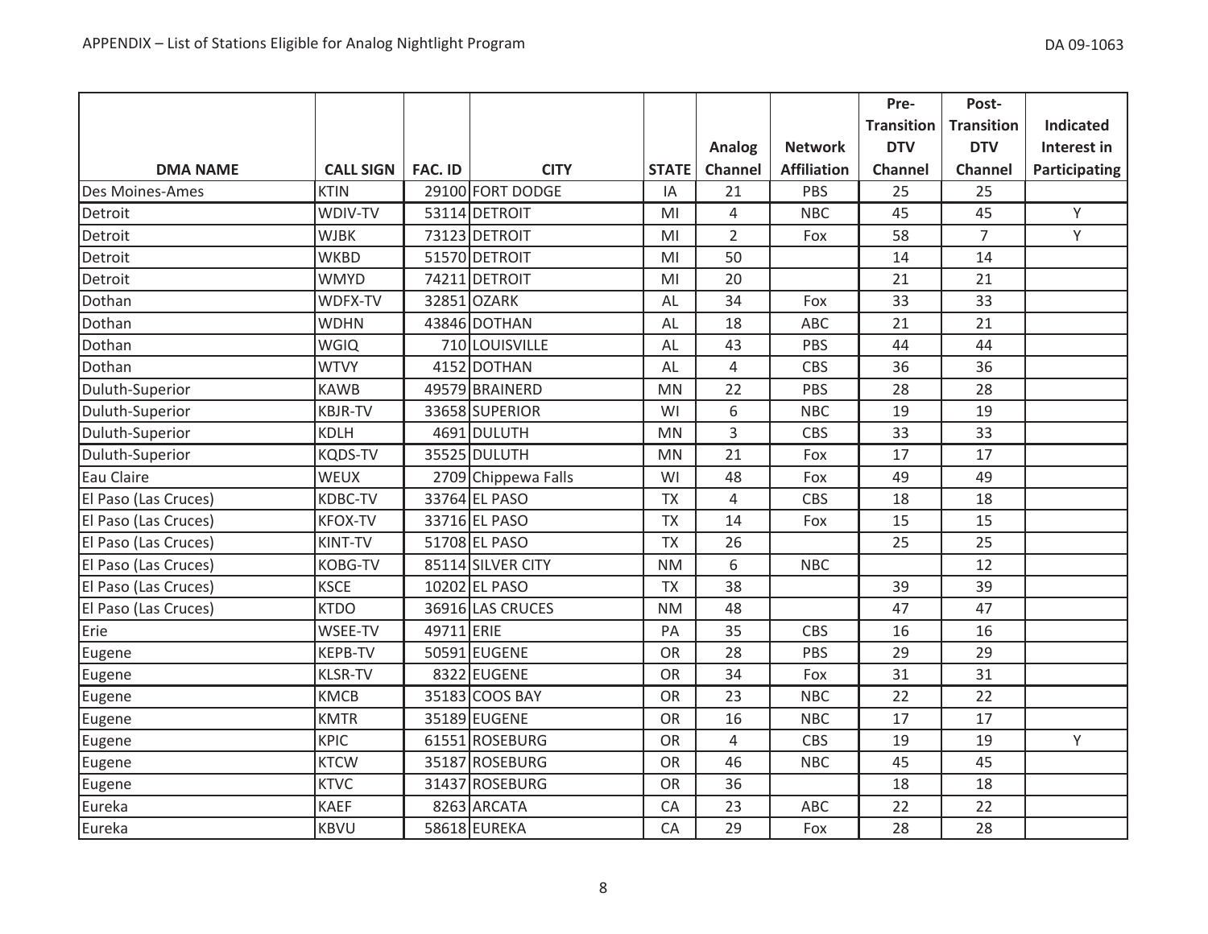| DMA NAME | CALL SIGN | FAC. ID | CITY | STATE | Analog Channel | Network Affiliation | Pre-Transition DTV Channel | Post-Transition DTV Channel | Indicated Interest in Participating |
|---|---|---|---|---|---|---|---|---|---|
| Des Moines-Ames | KTIN | 29100 | FORT DODGE | IA | 21 | PBS | 25 | 25 | |
| Detroit | WDIV-TV | 53114 | DETROIT | MI | 4 | NBC | 45 | 45 | Y |
| Detroit | WJBK | 73123 | DETROIT | MI | 2 | Fox | 58 | 7 | Y |
| Detroit | WKBD | 51570 | DETROIT | MI | 50 | | 14 | 14 | |
| Detroit | WMYD | 74211 | DETROIT | MI | 20 | | 21 | 21 | |
| Dothan | WDFX-TV | 32851 | OZARK | AL | 34 | Fox | 33 | 33 | |
| Dothan | WDHN | 43846 | DOTHAN | AL | 18 | ABC | 21 | 21 | |
| Dothan | WGIQ | 710 | LOUISVILLE | AL | 43 | PBS | 44 | 44 | |
| Dothan | WTVY | 4152 | DOTHAN | AL | 4 | CBS | 36 | 36 | |
| Duluth-Superior | KAWB | 49579 | BRAINERD | MN | 22 | PBS | 28 | 28 | |
| Duluth-Superior | KBJR-TV | 33658 | SUPERIOR | WI | 6 | NBC | 19 | 19 | |
| Duluth-Superior | KDLH | 4691 | DULUTH | MN | 3 | CBS | 33 | 33 | |
| Duluth-Superior | KQDS-TV | 35525 | DULUTH | MN | 21 | Fox | 17 | 17 | |
| Eau Claire | WEUX | 2709 | Chippewa Falls | WI | 48 | Fox | 49 | 49 | |
| El Paso (Las Cruces) | KDBC-TV | 33764 | EL PASO | TX | 4 | CBS | 18 | 18 | |
| El Paso (Las Cruces) | KFOX-TV | 33716 | EL PASO | TX | 14 | Fox | 15 | 15 | |
| El Paso (Las Cruces) | KINT-TV | 51708 | EL PASO | TX | 26 | | 25 | 25 | |
| El Paso (Las Cruces) | KOBG-TV | 85114 | SILVER CITY | NM | 6 | NBC | | 12 | |
| El Paso (Las Cruces) | KSCE | 10202 | EL PASO | TX | 38 | | 39 | 39 | |
| El Paso (Las Cruces) | KTDO | 36916 | LAS CRUCES | NM | 48 | | 47 | 47 | |
| Erie | WSEE-TV | 49711 | ERIE | PA | 35 | CBS | 16 | 16 | |
| Eugene | KEPB-TV | 50591 | EUGENE | OR | 28 | PBS | 29 | 29 | |
| Eugene | KLSR-TV | 8322 | EUGENE | OR | 34 | Fox | 31 | 31 | |
| Eugene | KMCB | 35183 | COOS BAY | OR | 23 | NBC | 22 | 22 | |
| Eugene | KMTR | 35189 | EUGENE | OR | 16 | NBC | 17 | 17 | |
| Eugene | KPIC | 61551 | ROSEBURG | OR | 4 | CBS | 19 | 19 | Y |
| Eugene | KTCW | 35187 | ROSEBURG | OR | 46 | NBC | 45 | 45 | |
| Eugene | KTVC | 31437 | ROSEBURG | OR | 36 | | 18 | 18 | |
| Eureka | KAEF | 8263 | ARCATA | CA | 23 | ABC | 22 | 22 | |
| Eureka | KBVU | 58618 | EUREKA | CA | 29 | Fox | 28 | 28 | |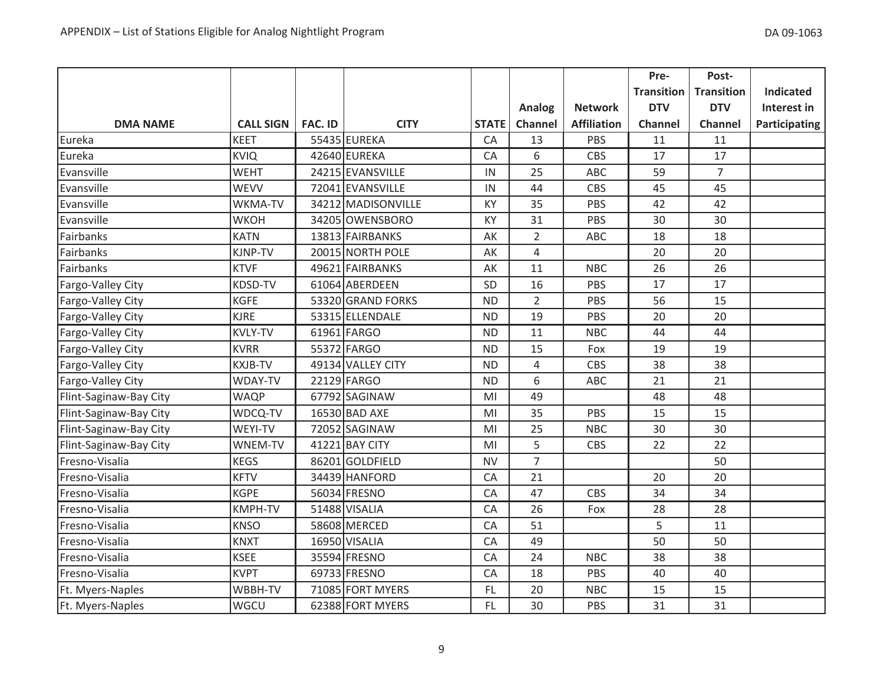| DMA NAME | CALL SIGN | FAC. ID | CITY | STATE | Analog Channel | Network Affiliation | Pre-Transition DTV Channel | Post-Transition DTV Channel | Indicated Interest in Participating |
|---|---|---|---|---|---|---|---|---|---|
| Eureka | KEET | 55435 | EUREKA | CA | 13 | PBS | 11 | 11 | |
| Eureka | KVIQ | 42640 | EUREKA | CA | 6 | CBS | 17 | 17 | |
| Evansville | WEHT | 24215 | EVANSVILLE | IN | 25 | ABC | 59 | 7 | |
| Evansville | WEVV | 72041 | EVANSVILLE | IN | 44 | CBS | 45 | 45 | |
| Evansville | WKMA-TV | 34212 | MADISONVILLE | KY | 35 | PBS | 42 | 42 | |
| Evansville | WKOH | 34205 | OWENSBORO | KY | 31 | PBS | 30 | 30 | |
| Fairbanks | KATN | 13813 | FAIRBANKS | AK | 2 | ABC | 18 | 18 | |
| Fairbanks | KJNP-TV | 20015 | NORTH POLE | AK | 4 | | 20 | 20 | |
| Fairbanks | KTVF | 49621 | FAIRBANKS | AK | 11 | NBC | 26 | 26 | |
| Fargo-Valley City | KDSD-TV | 61064 | ABERDEEN | SD | 16 | PBS | 17 | 17 | |
| Fargo-Valley City | KGFE | 53320 | GRAND FORKS | ND | 2 | PBS | 56 | 15 | |
| Fargo-Valley City | KJRE | 53315 | ELLENDALE | ND | 19 | PBS | 20 | 20 | |
| Fargo-Valley City | KVLY-TV | 61961 | FARGO | ND | 11 | NBC | 44 | 44 | |
| Fargo-Valley City | KVRR | 55372 | FARGO | ND | 15 | Fox | 19 | 19 | |
| Fargo-Valley City | KXJB-TV | 49134 | VALLEY CITY | ND | 4 | CBS | 38 | 38 | |
| Fargo-Valley City | WDAY-TV | 22129 | FARGO | ND | 6 | ABC | 21 | 21 | |
| Flint-Saginaw-Bay City | WAQP | 67792 | SAGINAW | MI | 49 | | 48 | 48 | |
| Flint-Saginaw-Bay City | WDCQ-TV | 16530 | BAD AXE | MI | 35 | PBS | 15 | 15 | |
| Flint-Saginaw-Bay City | WEYI-TV | 72052 | SAGINAW | MI | 25 | NBC | 30 | 30 | |
| Flint-Saginaw-Bay City | WNEM-TV | 41221 | BAY CITY | MI | 5 | CBS | 22 | 22 | |
| Fresno-Visalia | KEGS | 86201 | GOLDFIELD | NV | 7 | | | 50 | |
| Fresno-Visalia | KFTV | 34439 | HANFORD | CA | 21 | | 20 | 20 | |
| Fresno-Visalia | KGPE | 56034 | FRESNO | CA | 47 | CBS | 34 | 34 | |
| Fresno-Visalia | KMPH-TV | 51488 | VISALIA | CA | 26 | Fox | 28 | 28 | |
| Fresno-Visalia | KNSO | 58608 | MERCED | CA | 51 | | 5 | 11 | |
| Fresno-Visalia | KNXT | 16950 | VISALIA | CA | 49 | | 50 | 50 | |
| Fresno-Visalia | KSEE | 35594 | FRESNO | CA | 24 | NBC | 38 | 38 | |
| Fresno-Visalia | KVPT | 69733 | FRESNO | CA | 18 | PBS | 40 | 40 | |
| Ft. Myers-Naples | WBBH-TV | 71085 | FORT MYERS | FL | 20 | NBC | 15 | 15 | |
| Ft. Myers-Naples | WGCU | 62388 | FORT MYERS | FL | 30 | PBS | 31 | 31 | |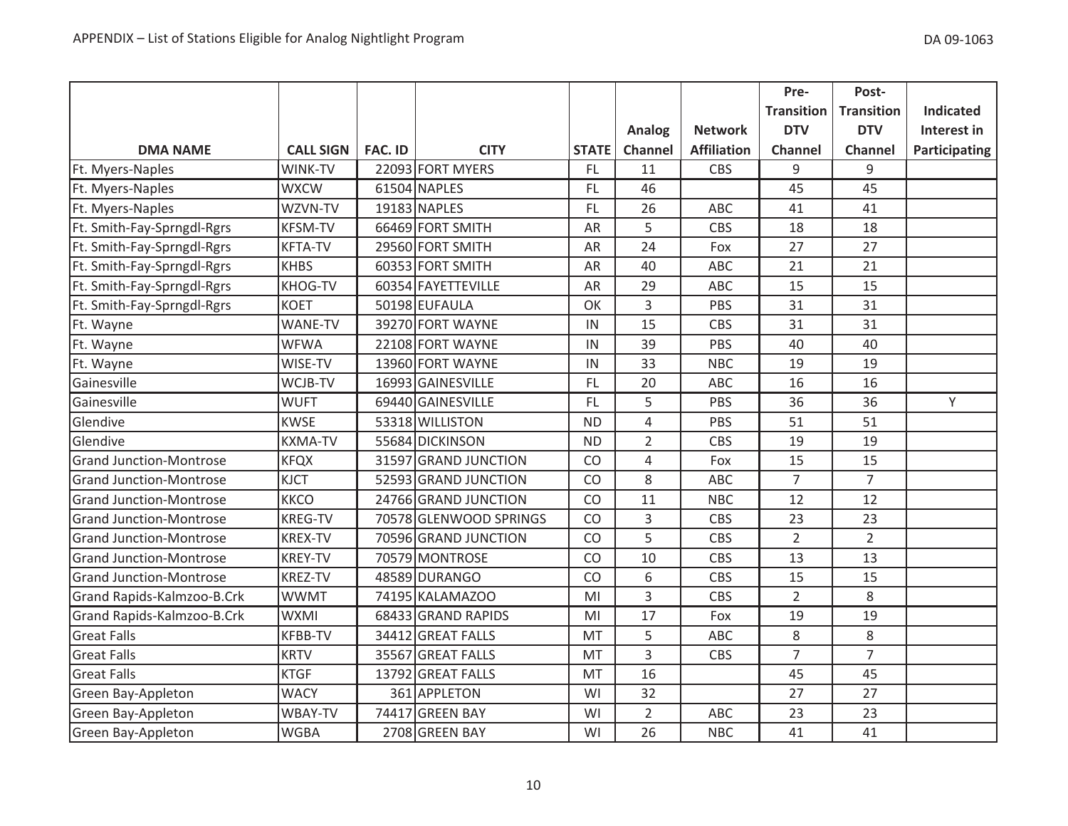| DMA NAME | CALL SIGN | FAC. ID | CITY | STATE | Analog Channel | Network Affiliation | Pre-Transition DTV Channel | Post-Transition DTV Channel | Indicated Interest in Participating |
|---|---|---|---|---|---|---|---|---|---|
| Ft. Myers-Naples | WINK-TV | 22093 | FORT MYERS | FL | 11 | CBS | 9 | 9 | |
| Ft. Myers-Naples | WXCW | 61504 | NAPLES | FL | 46 | | 45 | 45 | |
| Ft. Myers-Naples | WZVN-TV | 19183 | NAPLES | FL | 26 | ABC | 41 | 41 | |
| Ft. Smith-Fay-Sprngdl-Rgrs | KFSM-TV | 66469 | FORT SMITH | AR | 5 | CBS | 18 | 18 | |
| Ft. Smith-Fay-Sprngdl-Rgrs | KFTA-TV | 29560 | FORT SMITH | AR | 24 | Fox | 27 | 27 | |
| Ft. Smith-Fay-Sprngdl-Rgrs | KHBS | 60353 | FORT SMITH | AR | 40 | ABC | 21 | 21 | |
| Ft. Smith-Fay-Sprngdl-Rgrs | KHOG-TV | 60354 | FAYETTEVILLE | AR | 29 | ABC | 15 | 15 | |
| Ft. Smith-Fay-Sprngdl-Rgrs | KOET | 50198 | EUFAULA | OK | 3 | PBS | 31 | 31 | |
| Ft. Wayne | WANE-TV | 39270 | FORT WAYNE | IN | 15 | CBS | 31 | 31 | |
| Ft. Wayne | WFWA | 22108 | FORT WAYNE | IN | 39 | PBS | 40 | 40 | |
| Ft. Wayne | WISE-TV | 13960 | FORT WAYNE | IN | 33 | NBC | 19 | 19 | |
| Gainesville | WCJB-TV | 16993 | GAINESVILLE | FL | 20 | ABC | 16 | 16 | |
| Gainesville | WUFT | 69440 | GAINESVILLE | FL | 5 | PBS | 36 | 36 | Y |
| Glendive | KWSE | 53318 | WILLISTON | ND | 4 | PBS | 51 | 51 | |
| Glendive | KXMA-TV | 55684 | DICKINSON | ND | 2 | CBS | 19 | 19 | |
| Grand Junction-Montrose | KFQX | 31597 | GRAND JUNCTION | CO | 4 | Fox | 15 | 15 | |
| Grand Junction-Montrose | KJCT | 52593 | GRAND JUNCTION | CO | 8 | ABC | 7 | 7 | |
| Grand Junction-Montrose | KKCO | 24766 | GRAND JUNCTION | CO | 11 | NBC | 12 | 12 | |
| Grand Junction-Montrose | KREG-TV | 70578 | GLENWOOD SPRINGS | CO | 3 | CBS | 23 | 23 | |
| Grand Junction-Montrose | KREX-TV | 70596 | GRAND JUNCTION | CO | 5 | CBS | 2 | 2 | |
| Grand Junction-Montrose | KREY-TV | 70579 | MONTROSE | CO | 10 | CBS | 13 | 13 | |
| Grand Junction-Montrose | KREZ-TV | 48589 | DURANGO | CO | 6 | CBS | 15 | 15 | |
| Grand Rapids-Kalmzoo-B.Crk | WWMT | 74195 | KALAMAZOO | MI | 3 | CBS | 2 | 8 | |
| Grand Rapids-Kalmzoo-B.Crk | WXMI | 68433 | GRAND RAPIDS | MI | 17 | Fox | 19 | 19 | |
| Great Falls | KFBB-TV | 34412 | GREAT FALLS | MT | 5 | ABC | 8 | 8 | |
| Great Falls | KRTV | 35567 | GREAT FALLS | MT | 3 | CBS | 7 | 7 | |
| Great Falls | KTGF | 13792 | GREAT FALLS | MT | 16 | | 45 | 45 | |
| Green Bay-Appleton | WACY | 361 | APPLETON | WI | 32 | | 27 | 27 | |
| Green Bay-Appleton | WBAY-TV | 74417 | GREEN BAY | WI | 2 | ABC | 23 | 23 | |
| Green Bay-Appleton | WGBA | 2708 | GREEN BAY | WI | 26 | NBC | 41 | 41 | |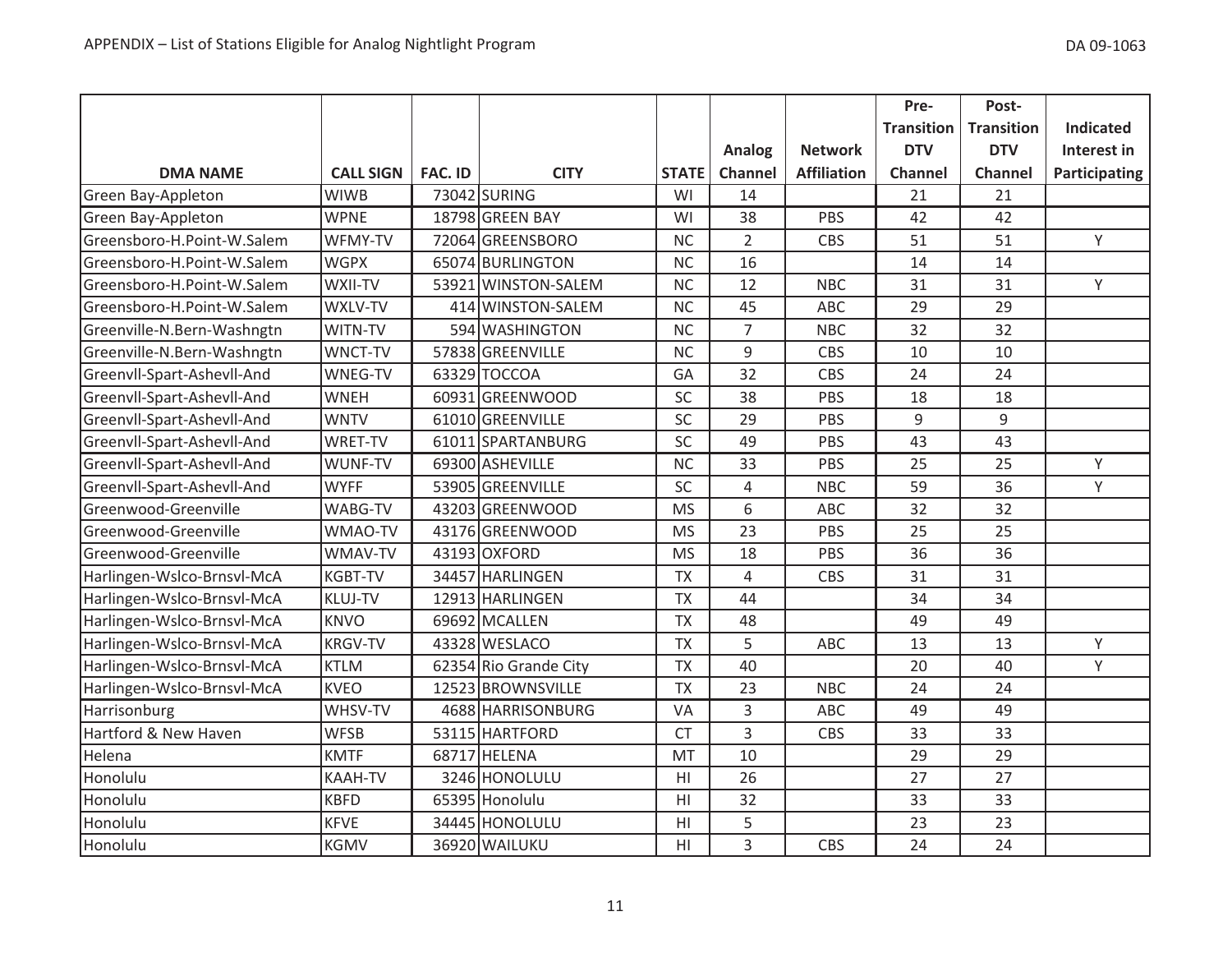| DMA NAME | CALL SIGN | FAC. ID | CITY | STATE | Analog Channel | Network Affiliation | Pre-Transition DTV Channel | Post-Transition DTV Channel | Indicated Interest in Participating |
|---|---|---|---|---|---|---|---|---|---|
| Green Bay-Appleton | WIWB | 73042 | SURING | WI | 14 | | 21 | 21 | |
| Green Bay-Appleton | WPNE | 18798 | GREEN BAY | WI | 38 | PBS | 42 | 42 | |
| Greensboro-H.Point-W.Salem | WFMY-TV | 72064 | GREENSBORO | NC | 2 | CBS | 51 | 51 | Y |
| Greensboro-H.Point-W.Salem | WGPX | 65074 | BURLINGTON | NC | 16 | | 14 | 14 | |
| Greensboro-H.Point-W.Salem | WXII-TV | 53921 | WINSTON-SALEM | NC | 12 | NBC | 31 | 31 | Y |
| Greensboro-H.Point-W.Salem | WXLV-TV | 414 | WINSTON-SALEM | NC | 45 | ABC | 29 | 29 | |
| Greenville-N.Bern-Washngtn | WITN-TV | 594 | WASHINGTON | NC | 7 | NBC | 32 | 32 | |
| Greenville-N.Bern-Washngtn | WNCT-TV | 57838 | GREENVILLE | NC | 9 | CBS | 10 | 10 | |
| Greenvll-Spart-Ashevll-And | WNEG-TV | 63329 | TOCCOA | GA | 32 | CBS | 24 | 24 | |
| Greenvll-Spart-Ashevll-And | WNEH | 60931 | GREENWOOD | SC | 38 | PBS | 18 | 18 | |
| Greenvll-Spart-Ashevll-And | WNTV | 61010 | GREENVILLE | SC | 29 | PBS | 9 | 9 | |
| Greenvll-Spart-Ashevll-And | WRET-TV | 61011 | SPARTANBURG | SC | 49 | PBS | 43 | 43 | |
| Greenvll-Spart-Ashevll-And | WUNF-TV | 69300 | ASHEVILLE | NC | 33 | PBS | 25 | 25 | Y |
| Greenvll-Spart-Ashevll-And | WYFF | 53905 | GREENVILLE | SC | 4 | NBC | 59 | 36 | Y |
| Greenwood-Greenville | WABG-TV | 43203 | GREENWOOD | MS | 6 | ABC | 32 | 32 | |
| Greenwood-Greenville | WMAO-TV | 43176 | GREENWOOD | MS | 23 | PBS | 25 | 25 | |
| Greenwood-Greenville | WMAV-TV | 43193 | OXFORD | MS | 18 | PBS | 36 | 36 | |
| Harlingen-Wslco-Brnsvl-McA | KGBT-TV | 34457 | HARLINGEN | TX | 4 | CBS | 31 | 31 | |
| Harlingen-Wslco-Brnsvl-McA | KLUJ-TV | 12913 | HARLINGEN | TX | 44 | | 34 | 34 | |
| Harlingen-Wslco-Brnsvl-McA | KNVO | 69692 | MCALLEN | TX | 48 | | 49 | 49 | |
| Harlingen-Wslco-Brnsvl-McA | KRGV-TV | 43328 | WESLACO | TX | 5 | ABC | 13 | 13 | Y |
| Harlingen-Wslco-Brnsvl-McA | KTLM | 62354 | Rio Grande City | TX | 40 | | 20 | 40 | Y |
| Harlingen-Wslco-Brnsvl-McA | KVEO | 12523 | BROWNSVILLE | TX | 23 | NBC | 24 | 24 | |
| Harrisonburg | WHSV-TV | 4688 | HARRISONBURG | VA | 3 | ABC | 49 | 49 | |
| Hartford & New Haven | WFSB | 53115 | HARTFORD | CT | 3 | CBS | 33 | 33 | |
| Helena | KMTF | 68717 | HELENA | MT | 10 | | 29 | 29 | |
| Honolulu | KAAH-TV | 3246 | HONOLULU | HI | 26 | | 27 | 27 | |
| Honolulu | KBFD | 65395 | Honolulu | HI | 32 | | 33 | 33 | |
| Honolulu | KFVE | 34445 | HONOLULU | HI | 5 | | 23 | 23 | |
| Honolulu | KGMV | 36920 | WAILUKU | HI | 3 | CBS | 24 | 24 | |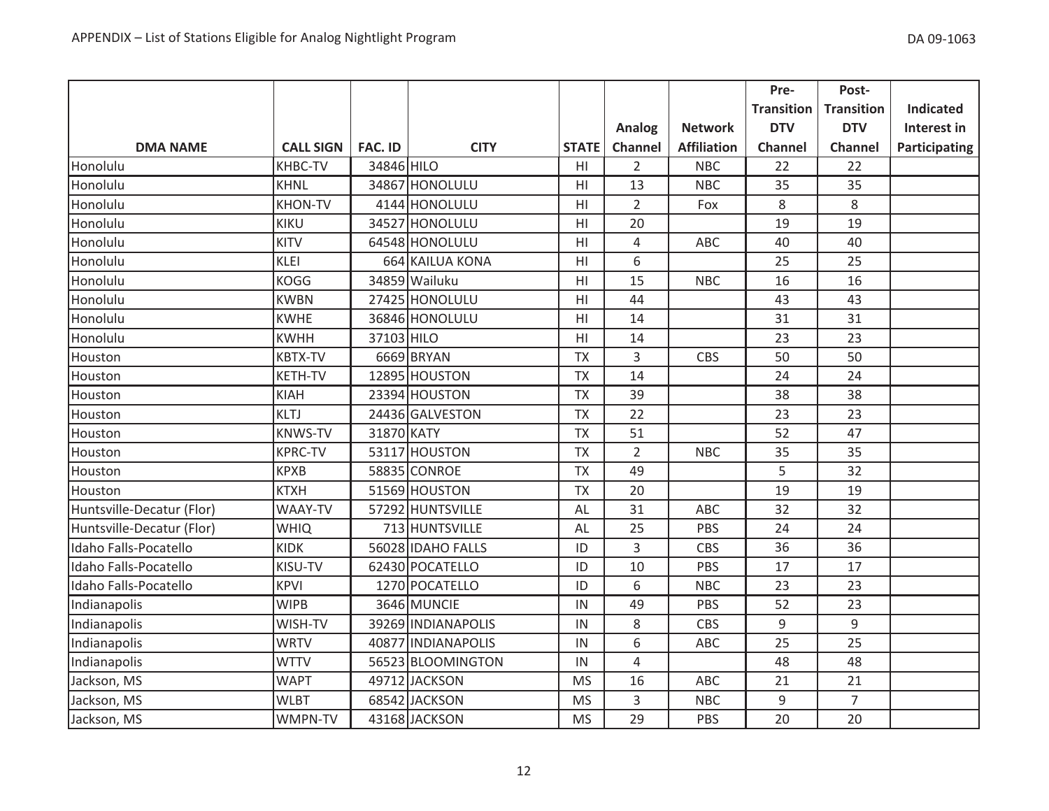| DMA NAME | CALL SIGN | FAC. ID | CITY | STATE | Analog Channel | Network Affiliation | Pre-Transition DTV Channel | Post-Transition DTV Channel | Indicated Interest in Participating |
|---|---|---|---|---|---|---|---|---|---|
| Honolulu | KHBC-TV | 34846 | HILO | HI | 2 | NBC | 22 | 22 | |
| Honolulu | KHNL | 34867 | HONOLULU | HI | 13 | NBC | 35 | 35 | |
| Honolulu | KHON-TV | 4144 | HONOLULU | HI | 2 | Fox | 8 | 8 | |
| Honolulu | KIKU | 34527 | HONOLULU | HI | 20 | | 19 | 19 | |
| Honolulu | KITV | 64548 | HONOLULU | HI | 4 | ABC | 40 | 40 | |
| Honolulu | KLEI | 664 | KAILUA KONA | HI | 6 | | 25 | 25 | |
| Honolulu | KOGG | 34859 | Wailuku | HI | 15 | NBC | 16 | 16 | |
| Honolulu | KWBN | 27425 | HONOLULU | HI | 44 | | 43 | 43 | |
| Honolulu | KWHE | 36846 | HONOLULU | HI | 14 | | 31 | 31 | |
| Honolulu | KWHH | 37103 | HILO | HI | 14 | | 23 | 23 | |
| Houston | KBTX-TV | 6669 | BRYAN | TX | 3 | CBS | 50 | 50 | |
| Houston | KETH-TV | 12895 | HOUSTON | TX | 14 | | 24 | 24 | |
| Houston | KIAH | 23394 | HOUSTON | TX | 39 | | 38 | 38 | |
| Houston | KLTJ | 24436 | GALVESTON | TX | 22 | | 23 | 23 | |
| Houston | KNWS-TV | 31870 | KATY | TX | 51 | | 52 | 47 | |
| Houston | KPRC-TV | 53117 | HOUSTON | TX | 2 | NBC | 35 | 35 | |
| Houston | KPXB | 58835 | CONROE | TX | 49 | | 5 | 32 | |
| Houston | KTXH | 51569 | HOUSTON | TX | 20 | | 19 | 19 | |
| Huntsville-Decatur (Flor) | WAAY-TV | 57292 | HUNTSVILLE | AL | 31 | ABC | 32 | 32 | |
| Huntsville-Decatur (Flor) | WHIQ | 713 | HUNTSVILLE | AL | 25 | PBS | 24 | 24 | |
| Idaho Falls-Pocatello | KIDK | 56028 | IDAHO FALLS | ID | 3 | CBS | 36 | 36 | |
| Idaho Falls-Pocatello | KISU-TV | 62430 | POCATELLO | ID | 10 | PBS | 17 | 17 | |
| Idaho Falls-Pocatello | KPVI | 1270 | POCATELLO | ID | 6 | NBC | 23 | 23 | |
| Indianapolis | WIPB | 3646 | MUNCIE | IN | 49 | PBS | 52 | 23 | |
| Indianapolis | WISH-TV | 39269 | INDIANAPOLIS | IN | 8 | CBS | 9 | 9 | |
| Indianapolis | WRTV | 40877 | INDIANAPOLIS | IN | 6 | ABC | 25 | 25 | |
| Indianapolis | WTTV | 56523 | BLOOMINGTON | IN | 4 | | 48 | 48 | |
| Jackson, MS | WAPT | 49712 | JACKSON | MS | 16 | ABC | 21 | 21 | |
| Jackson, MS | WLBT | 68542 | JACKSON | MS | 3 | NBC | 9 | 7 | |
| Jackson, MS | WMPN-TV | 43168 | JACKSON | MS | 29 | PBS | 20 | 20 | |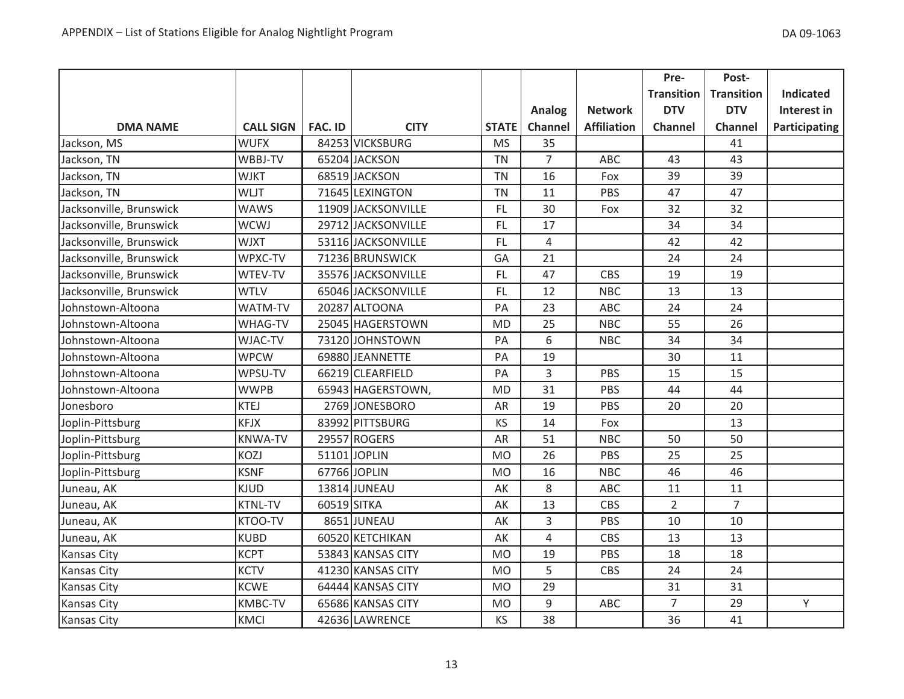| DMA NAME | CALL SIGN | FAC. ID | CITY | STATE | Analog Channel | Network Affiliation | Pre-Transition DTV Channel | Post-Transition DTV Channel | Indicated Interest in Participating |
|---|---|---|---|---|---|---|---|---|---|
| Jackson, MS | WUFX | 84253 | VICKSBURG | MS | 35 | | | 41 | |
| Jackson, TN | WBBJ-TV | 65204 | JACKSON | TN | 7 | ABC | 43 | 43 | |
| Jackson, TN | WJKT | 68519 | JACKSON | TN | 16 | Fox | 39 | 39 | |
| Jackson, TN | WLJT | 71645 | LEXINGTON | TN | 11 | PBS | 47 | 47 | |
| Jacksonville, Brunswick | WAWS | 11909 | JACKSONVILLE | FL | 30 | Fox | 32 | 32 | |
| Jacksonville, Brunswick | WCWJ | 29712 | JACKSONVILLE | FL | 17 | | 34 | 34 | |
| Jacksonville, Brunswick | WJXT | 53116 | JACKSONVILLE | FL | 4 | | 42 | 42 | |
| Jacksonville, Brunswick | WPXC-TV | 71236 | BRUNSWICK | GA | 21 | | 24 | 24 | |
| Jacksonville, Brunswick | WTEV-TV | 35576 | JACKSONVILLE | FL | 47 | CBS | 19 | 19 | |
| Jacksonville, Brunswick | WTLV | 65046 | JACKSONVILLE | FL | 12 | NBC | 13 | 13 | |
| Johnstown-Altoona | WATM-TV | 20287 | ALTOONA | PA | 23 | ABC | 24 | 24 | |
| Johnstown-Altoona | WHAG-TV | 25045 | HAGERSTOWN | MD | 25 | NBC | 55 | 26 | |
| Johnstown-Altoona | WJAC-TV | 73120 | JOHNSTOWN | PA | 6 | NBC | 34 | 34 | |
| Johnstown-Altoona | WPCW | 69880 | JEANNETTE | PA | 19 | | 30 | 11 | |
| Johnstown-Altoona | WPSU-TV | 66219 | CLEARFIELD | PA | 3 | PBS | 15 | 15 | |
| Johnstown-Altoona | WWPB | 65943 | HAGERSTOWN, | MD | 31 | PBS | 44 | 44 | |
| Jonesboro | KTEJ | 2769 | JONESBORO | AR | 19 | PBS | 20 | 20 | |
| Joplin-Pittsburg | KFJX | 83992 | PITTSBURG | KS | 14 | Fox | | 13 | |
| Joplin-Pittsburg | KNWA-TV | 29557 | ROGERS | AR | 51 | NBC | 50 | 50 | |
| Joplin-Pittsburg | KOZJ | 51101 | JOPLIN | MO | 26 | PBS | 25 | 25 | |
| Joplin-Pittsburg | KSNF | 67766 | JOPLIN | MO | 16 | NBC | 46 | 46 | |
| Juneau, AK | KJUD | 13814 | JUNEAU | AK | 8 | ABC | 11 | 11 | |
| Juneau, AK | KTNL-TV | 60519 | SITKA | AK | 13 | CBS | 2 | 7 | |
| Juneau, AK | KTOO-TV | 8651 | JUNEAU | AK | 3 | PBS | 10 | 10 | |
| Juneau, AK | KUBD | 60520 | KETCHIKAN | AK | 4 | CBS | 13 | 13 | |
| Kansas City | KCPT | 53843 | KANSAS CITY | MO | 19 | PBS | 18 | 18 | |
| Kansas City | KCTV | 41230 | KANSAS CITY | MO | 5 | CBS | 24 | 24 | |
| Kansas City | KCWE | 64444 | KANSAS CITY | MO | 29 | | 31 | 31 | |
| Kansas City | KMBC-TV | 65686 | KANSAS CITY | MO | 9 | ABC | 7 | 29 | Y |
| Kansas City | KMCI | 42636 | LAWRENCE | KS | 38 | | 36 | 41 | |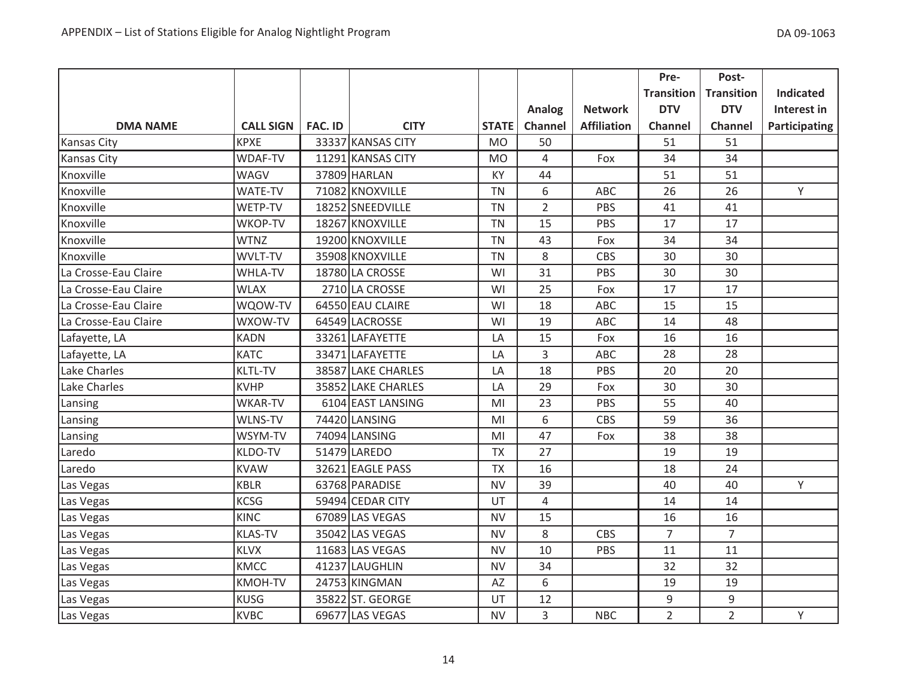| DMA NAME | CALL SIGN | FAC. ID | CITY | STATE | Analog Channel | Network Affiliation | Pre-Transition DTV Channel | Post-Transition DTV Channel | Indicated Interest in Participating |
|---|---|---|---|---|---|---|---|---|---|
| Kansas City | KPXE | 33337 | KANSAS CITY | MO | 50 | | 51 | 51 | |
| Kansas City | WDAF-TV | 11291 | KANSAS CITY | MO | 4 | Fox | 34 | 34 | |
| Knoxville | WAGV | 37809 | HARLAN | KY | 44 | | 51 | 51 | |
| Knoxville | WATE-TV | 71082 | KNOXVILLE | TN | 6 | ABC | 26 | 26 | Y |
| Knoxville | WETP-TV | 18252 | SNEEDVILLE | TN | 2 | PBS | 41 | 41 | |
| Knoxville | WKOP-TV | 18267 | KNOXVILLE | TN | 15 | PBS | 17 | 17 | |
| Knoxville | WTNZ | 19200 | KNOXVILLE | TN | 43 | Fox | 34 | 34 | |
| Knoxville | WVLT-TV | 35908 | KNOXVILLE | TN | 8 | CBS | 30 | 30 | |
| La Crosse-Eau Claire | WHLA-TV | 18780 | LA CROSSE | WI | 31 | PBS | 30 | 30 | |
| La Crosse-Eau Claire | WLAX | 2710 | LA CROSSE | WI | 25 | Fox | 17 | 17 | |
| La Crosse-Eau Claire | WQOW-TV | 64550 | EAU CLAIRE | WI | 18 | ABC | 15 | 15 | |
| La Crosse-Eau Claire | WXOW-TV | 64549 | LACROSSE | WI | 19 | ABC | 14 | 48 | |
| Lafayette, LA | KADN | 33261 | LAFAYETTE | LA | 15 | Fox | 16 | 16 | |
| Lafayette, LA | KATC | 33471 | LAFAYETTE | LA | 3 | ABC | 28 | 28 | |
| Lake Charles | KLTL-TV | 38587 | LAKE CHARLES | LA | 18 | PBS | 20 | 20 | |
| Lake Charles | KVHP | 35852 | LAKE CHARLES | LA | 29 | Fox | 30 | 30 | |
| Lansing | WKAR-TV | 6104 | EAST LANSING | MI | 23 | PBS | 55 | 40 | |
| Lansing | WLNS-TV | 74420 | LANSING | MI | 6 | CBS | 59 | 36 | |
| Lansing | WSYM-TV | 74094 | LANSING | MI | 47 | Fox | 38 | 38 | |
| Laredo | KLDO-TV | 51479 | LAREDO | TX | 27 | | 19 | 19 | |
| Laredo | KVAW | 32621 | EAGLE PASS | TX | 16 | | 18 | 24 | |
| Las Vegas | KBLR | 63768 | PARADISE | NV | 39 | | 40 | 40 | Y |
| Las Vegas | KCSG | 59494 | CEDAR CITY | UT | 4 | | 14 | 14 | |
| Las Vegas | KINC | 67089 | LAS VEGAS | NV | 15 | | 16 | 16 | |
| Las Vegas | KLAS-TV | 35042 | LAS VEGAS | NV | 8 | CBS | 7 | 7 | |
| Las Vegas | KLVX | 11683 | LAS VEGAS | NV | 10 | PBS | 11 | 11 | |
| Las Vegas | KMCC | 41237 | LAUGHLIN | NV | 34 | | 32 | 32 | |
| Las Vegas | KMOH-TV | 24753 | KINGMAN | AZ | 6 | | 19 | 19 | |
| Las Vegas | KUSG | 35822 | ST. GEORGE | UT | 12 | | 9 | 9 | |
| Las Vegas | KVBC | 69677 | LAS VEGAS | NV | 3 | NBC | 2 | 2 | Y |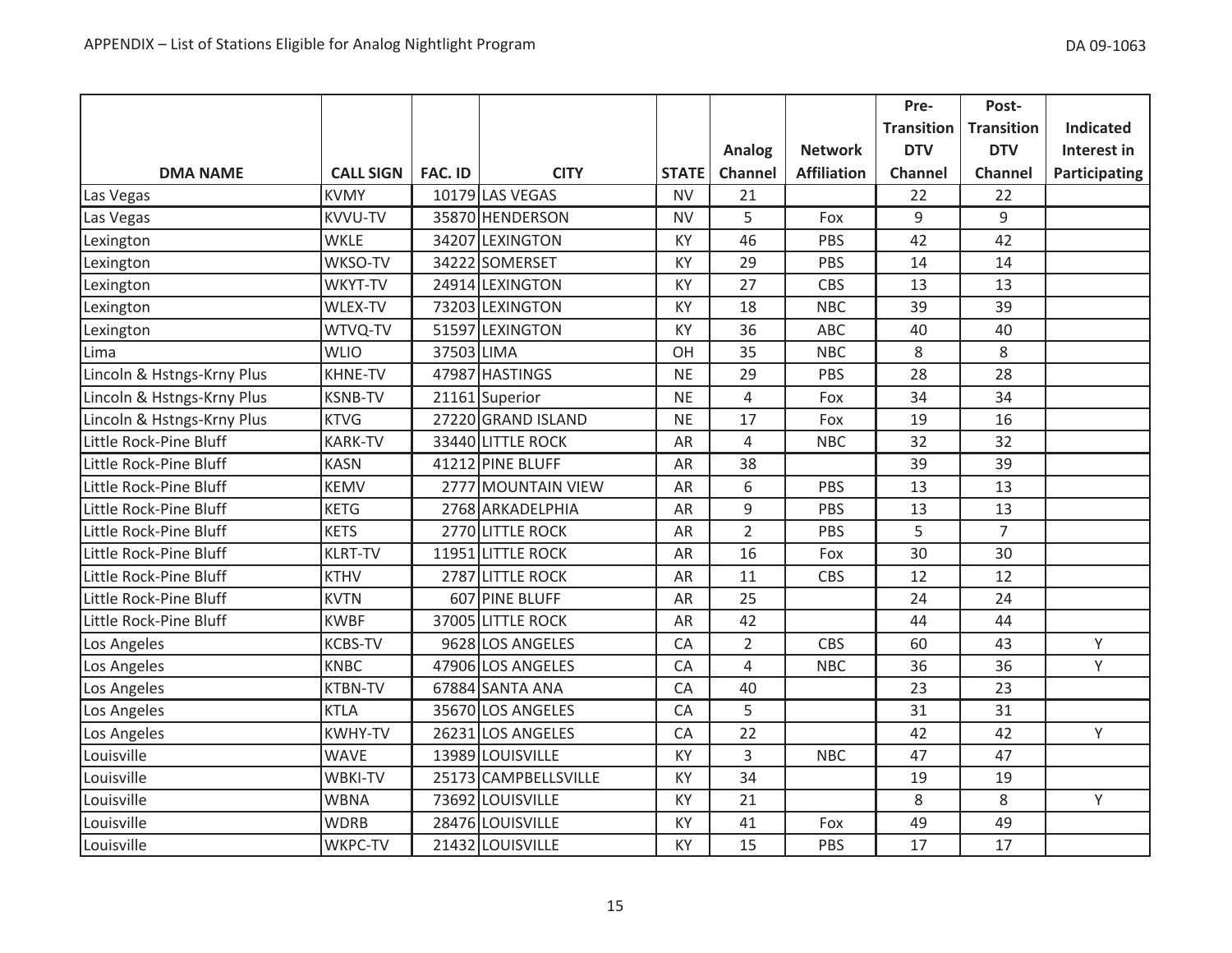| DMA NAME | CALL SIGN | FAC. ID | CITY | STATE | Analog Channel | Network Affiliation | Pre-Transition DTV Channel | Post-Transition DTV Channel | Indicated Interest in Participating |
|---|---|---|---|---|---|---|---|---|---|
| Las Vegas | KVMY | 10179 | LAS VEGAS | NV | 21 | | 22 | 22 | |
| Las Vegas | KVVU-TV | 35870 | HENDERSON | NV | 5 | Fox | 9 | 9 | |
| Lexington | WKLE | 34207 | LEXINGTON | KY | 46 | PBS | 42 | 42 | |
| Lexington | WKSO-TV | 34222 | SOMERSET | KY | 29 | PBS | 14 | 14 | |
| Lexington | WKYT-TV | 24914 | LEXINGTON | KY | 27 | CBS | 13 | 13 | |
| Lexington | WLEX-TV | 73203 | LEXINGTON | KY | 18 | NBC | 39 | 39 | |
| Lexington | WTVQ-TV | 51597 | LEXINGTON | KY | 36 | ABC | 40 | 40 | |
| Lima | WLIO | 37503 | LIMA | OH | 35 | NBC | 8 | 8 | |
| Lincoln & Hstngs-Krny Plus | KHNE-TV | 47987 | HASTINGS | NE | 29 | PBS | 28 | 28 | |
| Lincoln & Hstngs-Krny Plus | KSNB-TV | 21161 | Superior | NE | 4 | Fox | 34 | 34 | |
| Lincoln & Hstngs-Krny Plus | KTVG | 27220 | GRAND ISLAND | NE | 17 | Fox | 19 | 16 | |
| Little Rock-Pine Bluff | KARK-TV | 33440 | LITTLE ROCK | AR | 4 | NBC | 32 | 32 | |
| Little Rock-Pine Bluff | KASN | 41212 | PINE BLUFF | AR | 38 | | 39 | 39 | |
| Little Rock-Pine Bluff | KEMV | 2777 | MOUNTAIN VIEW | AR | 6 | PBS | 13 | 13 | |
| Little Rock-Pine Bluff | KETG | 2768 | ARKADELPHIA | AR | 9 | PBS | 13 | 13 | |
| Little Rock-Pine Bluff | KETS | 2770 | LITTLE ROCK | AR | 2 | PBS | 5 | 7 | |
| Little Rock-Pine Bluff | KLRT-TV | 11951 | LITTLE ROCK | AR | 16 | Fox | 30 | 30 | |
| Little Rock-Pine Bluff | KTHV | 2787 | LITTLE ROCK | AR | 11 | CBS | 12 | 12 | |
| Little Rock-Pine Bluff | KVTN | 607 | PINE BLUFF | AR | 25 | | 24 | 24 | |
| Little Rock-Pine Bluff | KWBF | 37005 | LITTLE ROCK | AR | 42 | | 44 | 44 | |
| Los Angeles | KCBS-TV | 9628 | LOS ANGELES | CA | 2 | CBS | 60 | 43 | Y |
| Los Angeles | KNBC | 47906 | LOS ANGELES | CA | 4 | NBC | 36 | 36 | Y |
| Los Angeles | KTBN-TV | 67884 | SANTA ANA | CA | 40 | | 23 | 23 | |
| Los Angeles | KTLA | 35670 | LOS ANGELES | CA | 5 | | 31 | 31 | |
| Los Angeles | KWHY-TV | 26231 | LOS ANGELES | CA | 22 | | 42 | 42 | Y |
| Louisville | WAVE | 13989 | LOUISVILLE | KY | 3 | NBC | 47 | 47 | |
| Louisville | WBKI-TV | 25173 | CAMPBELLSVILLE | KY | 34 | | 19 | 19 | |
| Louisville | WBNA | 73692 | LOUISVILLE | KY | 21 | | 8 | 8 | Y |
| Louisville | WDRB | 28476 | LOUISVILLE | KY | 41 | Fox | 49 | 49 | |
| Louisville | WKPC-TV | 21432 | LOUISVILLE | KY | 15 | PBS | 17 | 17 | |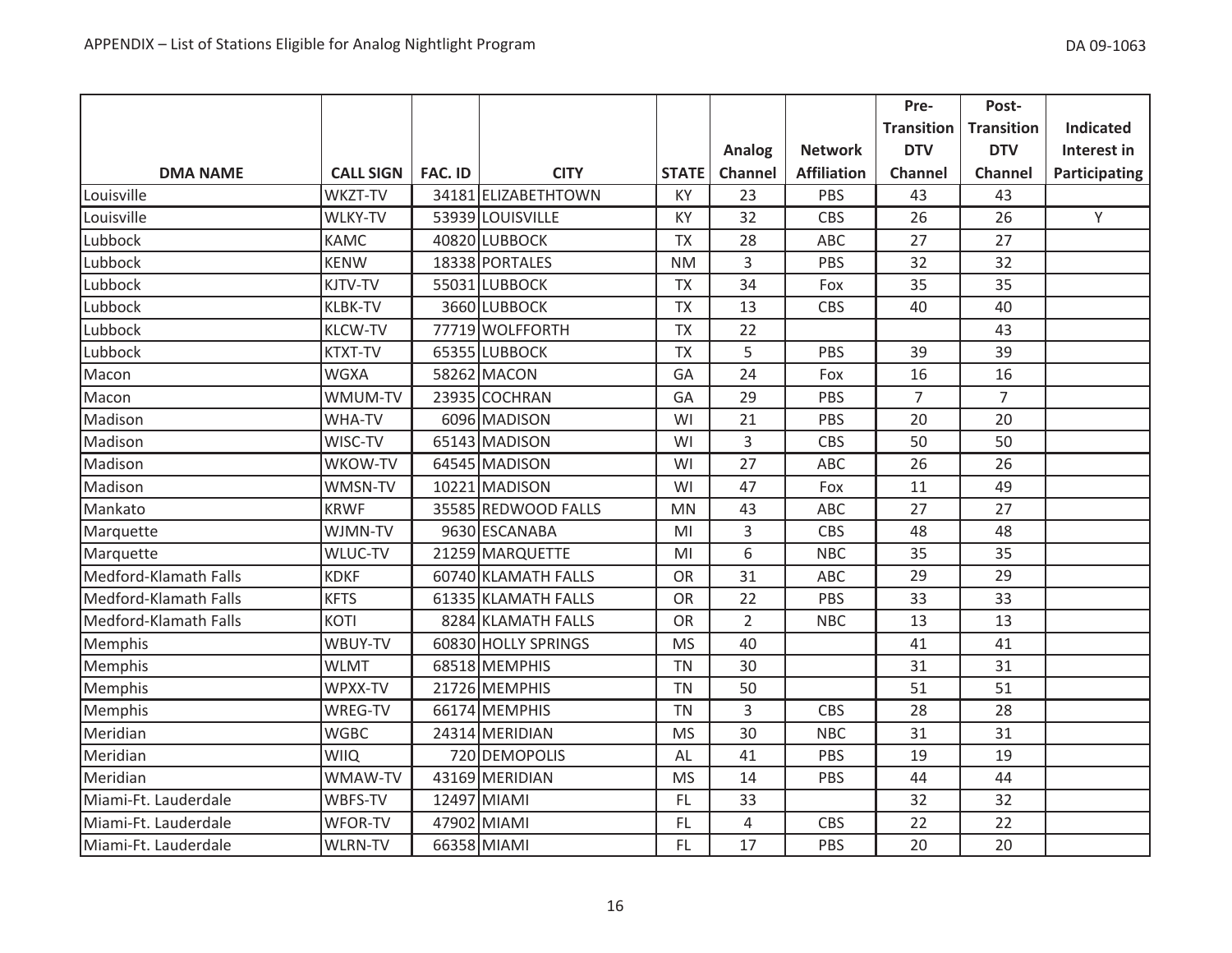| DMA NAME | CALL SIGN | FAC. ID | CITY | STATE | Analog Channel | Network Affiliation | Pre-Transition DTV Channel | Post-Transition DTV Channel | Indicated Interest in Participating |
|---|---|---|---|---|---|---|---|---|---|
| Louisville | WKZT-TV | 34181 | ELIZABETHTOWN | KY | 23 | PBS | 43 | 43 | |
| Louisville | WLKY-TV | 53939 | LOUISVILLE | KY | 32 | CBS | 26 | 26 | Y |
| Lubbock | KAMC | 40820 | LUBBOCK | TX | 28 | ABC | 27 | 27 | |
| Lubbock | KENW | 18338 | PORTALES | NM | 3 | PBS | 32 | 32 | |
| Lubbock | KJTV-TV | 55031 | LUBBOCK | TX | 34 | Fox | 35 | 35 | |
| Lubbock | KLBK-TV | 3660 | LUBBOCK | TX | 13 | CBS | 40 | 40 | |
| Lubbock | KLCW-TV | 77719 | WOLFFORTH | TX | 22 | | | 43 | |
| Lubbock | KTXT-TV | 65355 | LUBBOCK | TX | 5 | PBS | 39 | 39 | |
| Macon | WGXA | 58262 | MACON | GA | 24 | Fox | 16 | 16 | |
| Macon | WMUM-TV | 23935 | COCHRAN | GA | 29 | PBS | 7 | 7 | |
| Madison | WHA-TV | 6096 | MADISON | WI | 21 | PBS | 20 | 20 | |
| Madison | WISC-TV | 65143 | MADISON | WI | 3 | CBS | 50 | 50 | |
| Madison | WKOW-TV | 64545 | MADISON | WI | 27 | ABC | 26 | 26 | |
| Madison | WMSN-TV | 10221 | MADISON | WI | 47 | Fox | 11 | 49 | |
| Mankato | KRWF | 35585 | REDWOOD FALLS | MN | 43 | ABC | 27 | 27 | |
| Marquette | WJMN-TV | 9630 | ESCANABA | MI | 3 | CBS | 48 | 48 | |
| Marquette | WLUC-TV | 21259 | MARQUETTE | MI | 6 | NBC | 35 | 35 | |
| Medford-Klamath Falls | KDKF | 60740 | KLAMATH FALLS | OR | 31 | ABC | 29 | 29 | |
| Medford-Klamath Falls | KFTS | 61335 | KLAMATH FALLS | OR | 22 | PBS | 33 | 33 | |
| Medford-Klamath Falls | KOTI | 8284 | KLAMATH FALLS | OR | 2 | NBC | 13 | 13 | |
| Memphis | WBUY-TV | 60830 | HOLLY SPRINGS | MS | 40 | | 41 | 41 | |
| Memphis | WLMT | 68518 | MEMPHIS | TN | 30 | | 31 | 31 | |
| Memphis | WPXX-TV | 21726 | MEMPHIS | TN | 50 | | 51 | 51 | |
| Memphis | WREG-TV | 66174 | MEMPHIS | TN | 3 | CBS | 28 | 28 | |
| Meridian | WGBC | 24314 | MERIDIAN | MS | 30 | NBC | 31 | 31 | |
| Meridian | WIIQ | 720 | DEMOPOLIS | AL | 41 | PBS | 19 | 19 | |
| Meridian | WMAW-TV | 43169 | MERIDIAN | MS | 14 | PBS | 44 | 44 | |
| Miami-Ft. Lauderdale | WBFS-TV | 12497 | MIAMI | FL | 33 | | 32 | 32 | |
| Miami-Ft. Lauderdale | WFOR-TV | 47902 | MIAMI | FL | 4 | CBS | 22 | 22 | |
| Miami-Ft. Lauderdale | WLRN-TV | 66358 | MIAMI | FL | 17 | PBS | 20 | 20 | |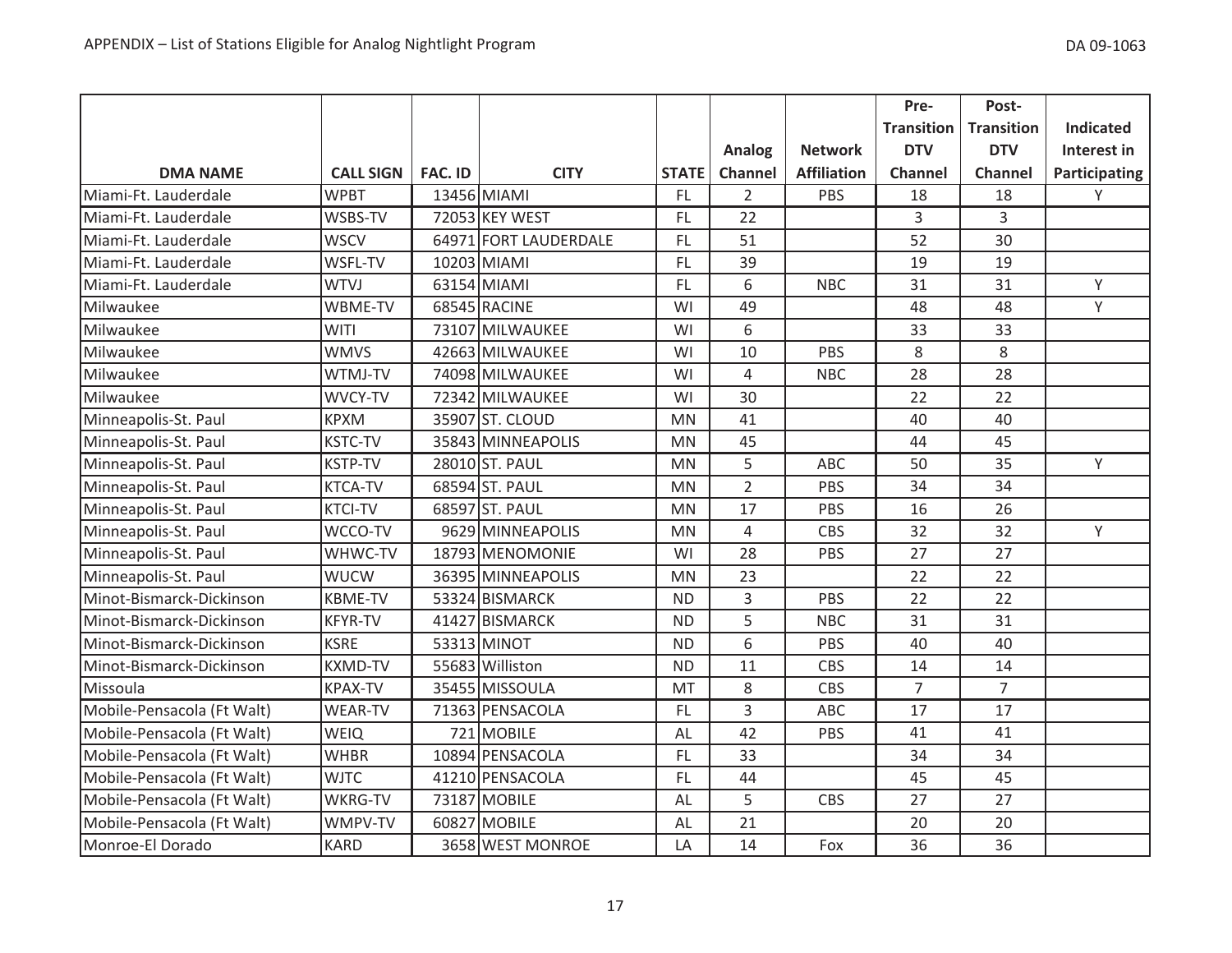| DMA NAME | CALL SIGN | FAC. ID | CITY | STATE | Analog Channel | Network Affiliation | Pre-Transition DTV Channel | Post-Transition DTV Channel | Indicated Interest in Participating |
|---|---|---|---|---|---|---|---|---|---|
| Miami-Ft. Lauderdale | WPBT | 13456 | MIAMI | FL | 2 | PBS | 18 | 18 | Y |
| Miami-Ft. Lauderdale | WSBS-TV | 72053 | KEY WEST | FL | 22 | | 3 | 3 | |
| Miami-Ft. Lauderdale | WSCV | 64971 | FORT LAUDERDALE | FL | 51 | | 52 | 30 | |
| Miami-Ft. Lauderdale | WSFL-TV | 10203 | MIAMI | FL | 39 | | 19 | 19 | |
| Miami-Ft. Lauderdale | WTVJ | 63154 | MIAMI | FL | 6 | NBC | 31 | 31 | Y |
| Milwaukee | WBME-TV | 68545 | RACINE | WI | 49 | | 48 | 48 | Y |
| Milwaukee | WITI | 73107 | MILWAUKEE | WI | 6 | | 33 | 33 | |
| Milwaukee | WMVS | 42663 | MILWAUKEE | WI | 10 | PBS | 8 | 8 | |
| Milwaukee | WTMJ-TV | 74098 | MILWAUKEE | WI | 4 | NBC | 28 | 28 | |
| Milwaukee | WVCY-TV | 72342 | MILWAUKEE | WI | 30 | | 22 | 22 | |
| Minneapolis-St. Paul | KPXM | 35907 | ST. CLOUD | MN | 41 | | 40 | 40 | |
| Minneapolis-St. Paul | KSTC-TV | 35843 | MINNEAPOLIS | MN | 45 | | 44 | 45 | |
| Minneapolis-St. Paul | KSTP-TV | 28010 | ST. PAUL | MN | 5 | ABC | 50 | 35 | Y |
| Minneapolis-St. Paul | KTCA-TV | 68594 | ST. PAUL | MN | 2 | PBS | 34 | 34 | |
| Minneapolis-St. Paul | KTCI-TV | 68597 | ST. PAUL | MN | 17 | PBS | 16 | 26 | |
| Minneapolis-St. Paul | WCCO-TV | 9629 | MINNEAPOLIS | MN | 4 | CBS | 32 | 32 | Y |
| Minneapolis-St. Paul | WHWC-TV | 18793 | MENOMONIE | WI | 28 | PBS | 27 | 27 | |
| Minneapolis-St. Paul | WUCW | 36395 | MINNEAPOLIS | MN | 23 | | 22 | 22 | |
| Minot-Bismarck-Dickinson | KBME-TV | 53324 | BISMARCK | ND | 3 | PBS | 22 | 22 | |
| Minot-Bismarck-Dickinson | KFYR-TV | 41427 | BISMARCK | ND | 5 | NBC | 31 | 31 | |
| Minot-Bismarck-Dickinson | KSRE | 53313 | MINOT | ND | 6 | PBS | 40 | 40 | |
| Minot-Bismarck-Dickinson | KXMD-TV | 55683 | Williston | ND | 11 | CBS | 14 | 14 | |
| Missoula | KPAX-TV | 35455 | MISSOULA | MT | 8 | CBS | 7 | 7 | |
| Mobile-Pensacola (Ft Walt) | WEAR-TV | 71363 | PENSACOLA | FL | 3 | ABC | 17 | 17 | |
| Mobile-Pensacola (Ft Walt) | WEIQ | 721 | MOBILE | AL | 42 | PBS | 41 | 41 | |
| Mobile-Pensacola (Ft Walt) | WHBR | 10894 | PENSACOLA | FL | 33 | | 34 | 34 | |
| Mobile-Pensacola (Ft Walt) | WJTC | 41210 | PENSACOLA | FL | 44 | | 45 | 45 | |
| Mobile-Pensacola (Ft Walt) | WKRG-TV | 73187 | MOBILE | AL | 5 | CBS | 27 | 27 | |
| Mobile-Pensacola (Ft Walt) | WMPV-TV | 60827 | MOBILE | AL | 21 | | 20 | 20 | |
| Monroe-El Dorado | KARD | 3658 | WEST MONROE | LA | 14 | Fox | 36 | 36 | |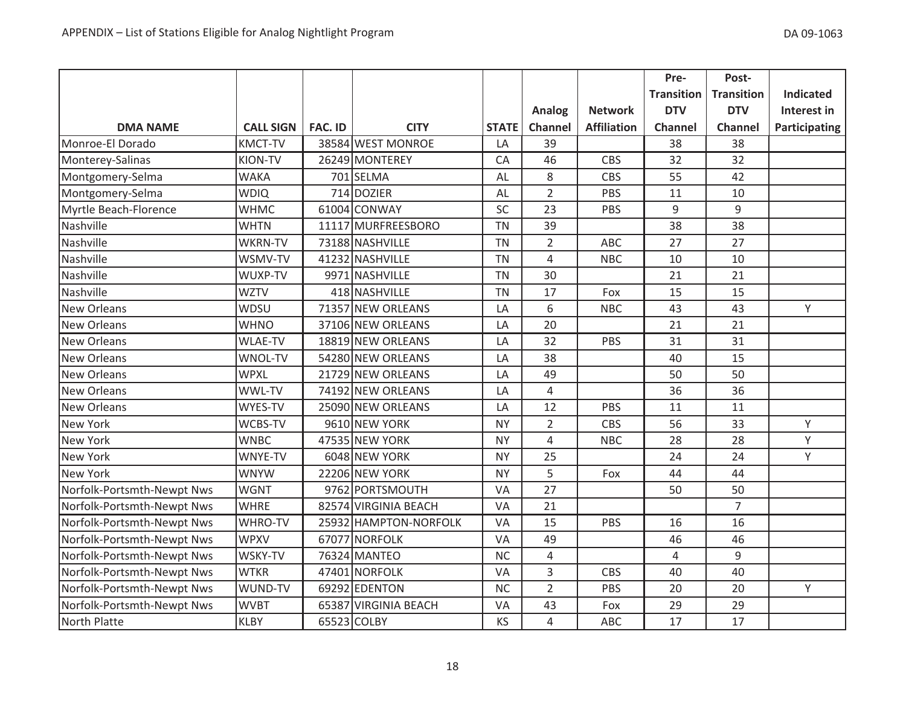| DMA NAME | CALL SIGN | FAC. ID | CITY | STATE | Analog Channel | Network Affiliation | Pre-Transition DTV Channel | Post-Transition DTV Channel | Indicated Interest in Participating |
|---|---|---|---|---|---|---|---|---|---|
| Monroe-El Dorado | KMCT-TV | 38584 | WEST MONROE | LA | 39 | | 38 | 38 | |
| Monterey-Salinas | KION-TV | 26249 | MONTEREY | CA | 46 | CBS | 32 | 32 | |
| Montgomery-Selma | WAKA | 701 | SELMA | AL | 8 | CBS | 55 | 42 | |
| Montgomery-Selma | WDIQ | 714 | DOZIER | AL | 2 | PBS | 11 | 10 | |
| Myrtle Beach-Florence | WHMC | 61004 | CONWAY | SC | 23 | PBS | 9 | 9 | |
| Nashville | WHTN | 11117 | MURFREESBORO | TN | 39 | | 38 | 38 | |
| Nashville | WKRN-TV | 73188 | NASHVILLE | TN | 2 | ABC | 27 | 27 | |
| Nashville | WSMV-TV | 41232 | NASHVILLE | TN | 4 | NBC | 10 | 10 | |
| Nashville | WUXP-TV | 9971 | NASHVILLE | TN | 30 | | 21 | 21 | |
| Nashville | WZTV | 418 | NASHVILLE | TN | 17 | Fox | 15 | 15 | |
| New Orleans | WDSU | 71357 | NEW ORLEANS | LA | 6 | NBC | 43 | 43 | Y |
| New Orleans | WHNO | 37106 | NEW ORLEANS | LA | 20 | | 21 | 21 | |
| New Orleans | WLAE-TV | 18819 | NEW ORLEANS | LA | 32 | PBS | 31 | 31 | |
| New Orleans | WNOL-TV | 54280 | NEW ORLEANS | LA | 38 | | 40 | 15 | |
| New Orleans | WPXL | 21729 | NEW ORLEANS | LA | 49 | | 50 | 50 | |
| New Orleans | WWL-TV | 74192 | NEW ORLEANS | LA | 4 | | 36 | 36 | |
| New Orleans | WYES-TV | 25090 | NEW ORLEANS | LA | 12 | PBS | 11 | 11 | |
| New York | WCBS-TV | 9610 | NEW YORK | NY | 2 | CBS | 56 | 33 | Y |
| New York | WNBC | 47535 | NEW YORK | NY | 4 | NBC | 28 | 28 | Y |
| New York | WNYE-TV | 6048 | NEW YORK | NY | 25 | | 24 | 24 | Y |
| New York | WNYW | 22206 | NEW YORK | NY | 5 | Fox | 44 | 44 | |
| Norfolk-Portsmth-Newpt Nws | WGNT | 9762 | PORTSMOUTH | VA | 27 | | 50 | 50 | |
| Norfolk-Portsmth-Newpt Nws | WHRE | 82574 | VIRGINIA BEACH | VA | 21 | | | 7 | |
| Norfolk-Portsmth-Newpt Nws | WHRO-TV | 25932 | HAMPTON-NORFOLK | VA | 15 | PBS | 16 | 16 | |
| Norfolk-Portsmth-Newpt Nws | WPXV | 67077 | NORFOLK | VA | 49 | | 46 | 46 | |
| Norfolk-Portsmth-Newpt Nws | WSKY-TV | 76324 | MANTEO | NC | 4 | | 4 | 9 | |
| Norfolk-Portsmth-Newpt Nws | WTKR | 47401 | NORFOLK | VA | 3 | CBS | 40 | 40 | |
| Norfolk-Portsmth-Newpt Nws | WUND-TV | 69292 | EDENTON | NC | 2 | PBS | 20 | 20 | Y |
| Norfolk-Portsmth-Newpt Nws | WVBT | 65387 | VIRGINIA BEACH | VA | 43 | Fox | 29 | 29 | |
| North Platte | KLBY | 65523 | COLBY | KS | 4 | ABC | 17 | 17 | |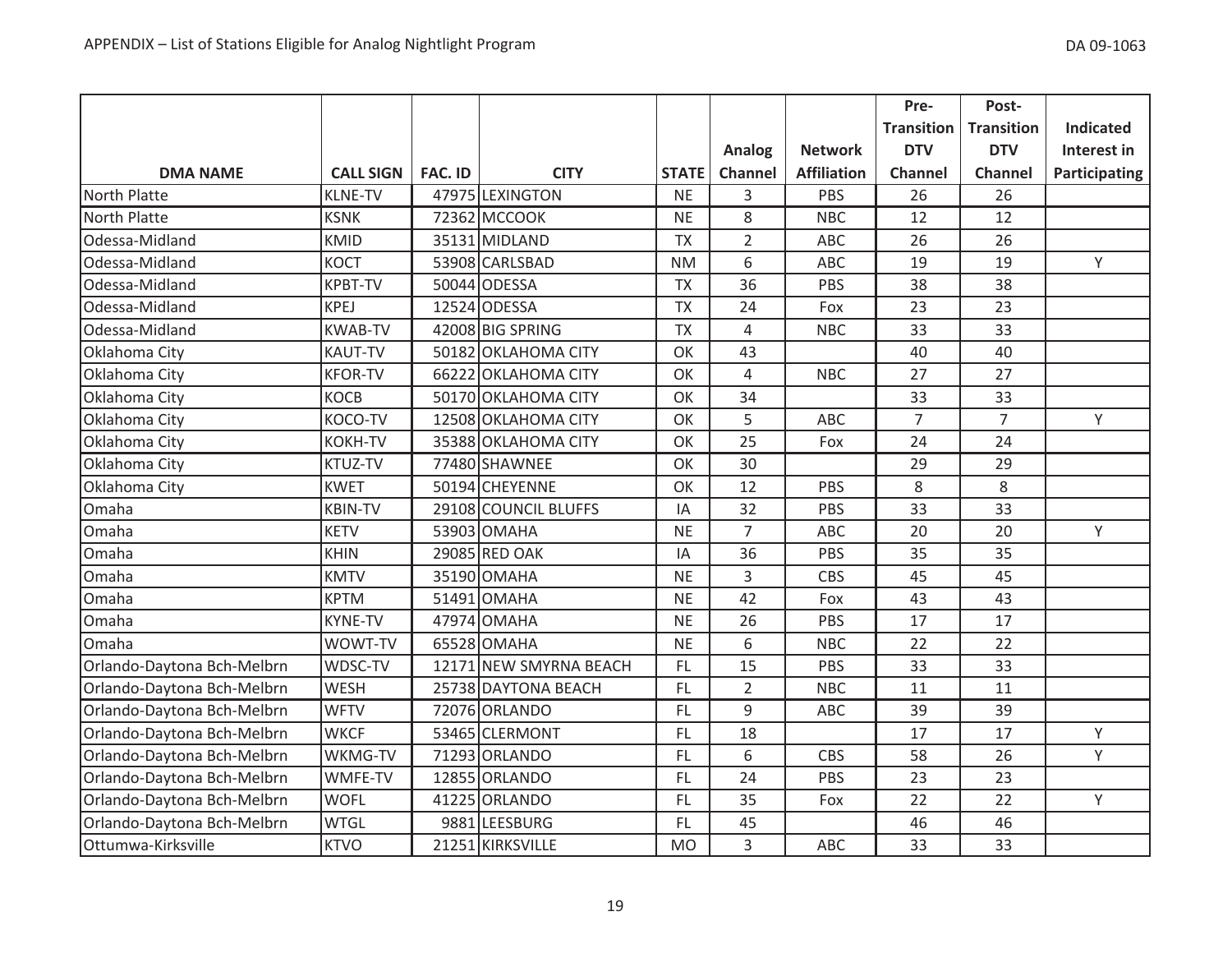| DMA NAME | CALL SIGN | FAC. ID | CITY | STATE | Analog Channel | Network Affiliation | Pre-Transition DTV Channel | Post-Transition DTV Channel | Indicated Interest in Participating |
|---|---|---|---|---|---|---|---|---|---|
| North Platte | KLNE-TV | 47975 | LEXINGTON | NE | 3 | PBS | 26 | 26 | |
| North Platte | KSNK | 72362 | MCCOOK | NE | 8 | NBC | 12 | 12 | |
| Odessa-Midland | KMID | 35131 | MIDLAND | TX | 2 | ABC | 26 | 26 | |
| Odessa-Midland | KOCT | 53908 | CARLSBAD | NM | 6 | ABC | 19 | 19 | Y |
| Odessa-Midland | KPBT-TV | 50044 | ODESSA | TX | 36 | PBS | 38 | 38 | |
| Odessa-Midland | KPEJ | 12524 | ODESSA | TX | 24 | Fox | 23 | 23 | |
| Odessa-Midland | KWAB-TV | 42008 | BIG SPRING | TX | 4 | NBC | 33 | 33 | |
| Oklahoma City | KAUT-TV | 50182 | OKLAHOMA CITY | OK | 43 | | 40 | 40 | |
| Oklahoma City | KFOR-TV | 66222 | OKLAHOMA CITY | OK | 4 | NBC | 27 | 27 | |
| Oklahoma City | KOCB | 50170 | OKLAHOMA CITY | OK | 34 | | 33 | 33 | |
| Oklahoma City | KOCO-TV | 12508 | OKLAHOMA CITY | OK | 5 | ABC | 7 | 7 | Y |
| Oklahoma City | KOKH-TV | 35388 | OKLAHOMA CITY | OK | 25 | Fox | 24 | 24 | |
| Oklahoma City | KTUZ-TV | 77480 | SHAWNEE | OK | 30 | | 29 | 29 | |
| Oklahoma City | KWET | 50194 | CHEYENNE | OK | 12 | PBS | 8 | 8 | |
| Omaha | KBIN-TV | 29108 | COUNCIL BLUFFS | IA | 32 | PBS | 33 | 33 | |
| Omaha | KETV | 53903 | OMAHA | NE | 7 | ABC | 20 | 20 | Y |
| Omaha | KHIN | 29085 | RED OAK | IA | 36 | PBS | 35 | 35 | |
| Omaha | KMTV | 35190 | OMAHA | NE | 3 | CBS | 45 | 45 | |
| Omaha | KPTM | 51491 | OMAHA | NE | 42 | Fox | 43 | 43 | |
| Omaha | KYNE-TV | 47974 | OMAHA | NE | 26 | PBS | 17 | 17 | |
| Omaha | WOWT-TV | 65528 | OMAHA | NE | 6 | NBC | 22 | 22 | |
| Orlando-Daytona Bch-Melbrn | WDSC-TV | 12171 | NEW SMYRNA BEACH | FL | 15 | PBS | 33 | 33 | |
| Orlando-Daytona Bch-Melbrn | WESH | 25738 | DAYTONA BEACH | FL | 2 | NBC | 11 | 11 | |
| Orlando-Daytona Bch-Melbrn | WFTV | 72076 | ORLANDO | FL | 9 | ABC | 39 | 39 | |
| Orlando-Daytona Bch-Melbrn | WKCF | 53465 | CLERMONT | FL | 18 | | 17 | 17 | Y |
| Orlando-Daytona Bch-Melbrn | WKMG-TV | 71293 | ORLANDO | FL | 6 | CBS | 58 | 26 | Y |
| Orlando-Daytona Bch-Melbrn | WMFE-TV | 12855 | ORLANDO | FL | 24 | PBS | 23 | 23 | |
| Orlando-Daytona Bch-Melbrn | WOFL | 41225 | ORLANDO | FL | 35 | Fox | 22 | 22 | Y |
| Orlando-Daytona Bch-Melbrn | WTGL | 9881 | LEESBURG | FL | 45 | | 46 | 46 | |
| Ottumwa-Kirksville | KTVO | 21251 | KIRKSVILLE | MO | 3 | ABC | 33 | 33 | |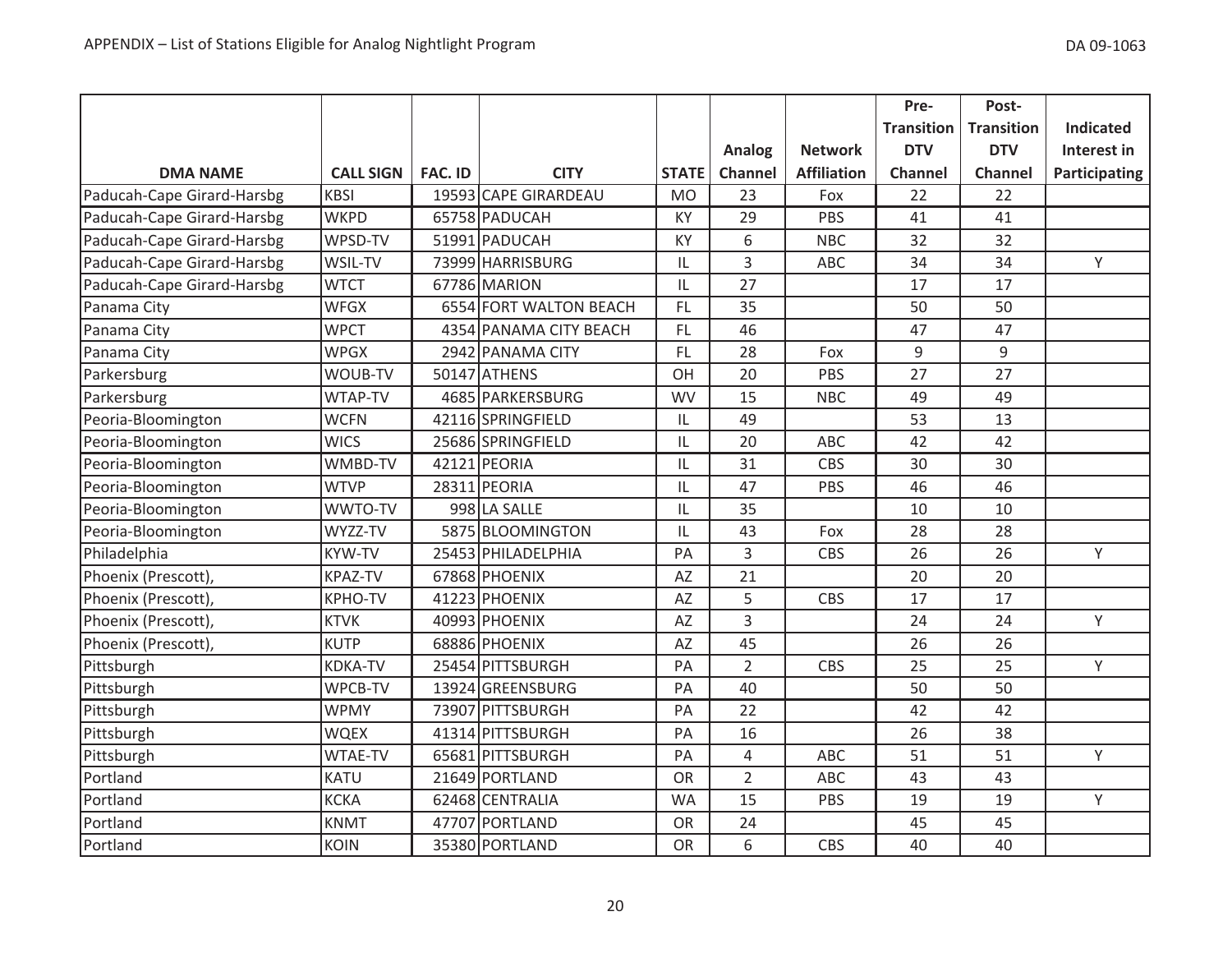| DMA NAME | CALL SIGN | FAC. ID | CITY | STATE | Analog Channel | Network Affiliation | Pre-Transition DTV Channel | Post-Transition DTV Channel | Indicated Interest in Participating |
|---|---|---|---|---|---|---|---|---|---|
| Paducah-Cape Girard-Harsbg | KBSI | 19593 | CAPE GIRARDEAU | MO | 23 | Fox | 22 | 22 | |
| Paducah-Cape Girard-Harsbg | WKPD | 65758 | PADUCAH | KY | 29 | PBS | 41 | 41 | |
| Paducah-Cape Girard-Harsbg | WPSD-TV | 51991 | PADUCAH | KY | 6 | NBC | 32 | 32 | |
| Paducah-Cape Girard-Harsbg | WSIL-TV | 73999 | HARRISBURG | IL | 3 | ABC | 34 | 34 | Y |
| Paducah-Cape Girard-Harsbg | WTCT | 67786 | MARION | IL | 27 | | 17 | 17 | |
| Panama City | WFGX | 6554 | FORT WALTON BEACH | FL | 35 | | 50 | 50 | |
| Panama City | WPCT | 4354 | PANAMA CITY BEACH | FL | 46 | | 47 | 47 | |
| Panama City | WPGX | 2942 | PANAMA CITY | FL | 28 | Fox | 9 | 9 | |
| Parkersburg | WOUB-TV | 50147 | ATHENS | OH | 20 | PBS | 27 | 27 | |
| Parkersburg | WTAP-TV | 4685 | PARKERSBURG | WV | 15 | NBC | 49 | 49 | |
| Peoria-Bloomington | WCFN | 42116 | SPRINGFIELD | IL | 49 | | 53 | 13 | |
| Peoria-Bloomington | WICS | 25686 | SPRINGFIELD | IL | 20 | ABC | 42 | 42 | |
| Peoria-Bloomington | WMBD-TV | 42121 | PEORIA | IL | 31 | CBS | 30 | 30 | |
| Peoria-Bloomington | WTVP | 28311 | PEORIA | IL | 47 | PBS | 46 | 46 | |
| Peoria-Bloomington | WWTO-TV | 998 | LA SALLE | IL | 35 | | 10 | 10 | |
| Peoria-Bloomington | WYZZ-TV | 5875 | BLOOMINGTON | IL | 43 | Fox | 28 | 28 | |
| Philadelphia | KYW-TV | 25453 | PHILADELPHIA | PA | 3 | CBS | 26 | 26 | Y |
| Phoenix (Prescott), | KPAZ-TV | 67868 | PHOENIX | AZ | 21 | | 20 | 20 | |
| Phoenix (Prescott), | KPHO-TV | 41223 | PHOENIX | AZ | 5 | CBS | 17 | 17 | |
| Phoenix (Prescott), | KTVK | 40993 | PHOENIX | AZ | 3 | | 24 | 24 | Y |
| Phoenix (Prescott), | KUTP | 68886 | PHOENIX | AZ | 45 | | 26 | 26 | |
| Pittsburgh | KDKA-TV | 25454 | PITTSBURGH | PA | 2 | CBS | 25 | 25 | Y |
| Pittsburgh | WPCB-TV | 13924 | GREENSBURG | PA | 40 | | 50 | 50 | |
| Pittsburgh | WPMY | 73907 | PITTSBURGH | PA | 22 | | 42 | 42 | |
| Pittsburgh | WQEX | 41314 | PITTSBURGH | PA | 16 | | 26 | 38 | |
| Pittsburgh | WTAE-TV | 65681 | PITTSBURGH | PA | 4 | ABC | 51 | 51 | Y |
| Portland | KATU | 21649 | PORTLAND | OR | 2 | ABC | 43 | 43 | |
| Portland | KCKA | 62468 | CENTRALIA | WA | 15 | PBS | 19 | 19 | Y |
| Portland | KNMT | 47707 | PORTLAND | OR | 24 | | 45 | 45 | |
| Portland | KOIN | 35380 | PORTLAND | OR | 6 | CBS | 40 | 40 | |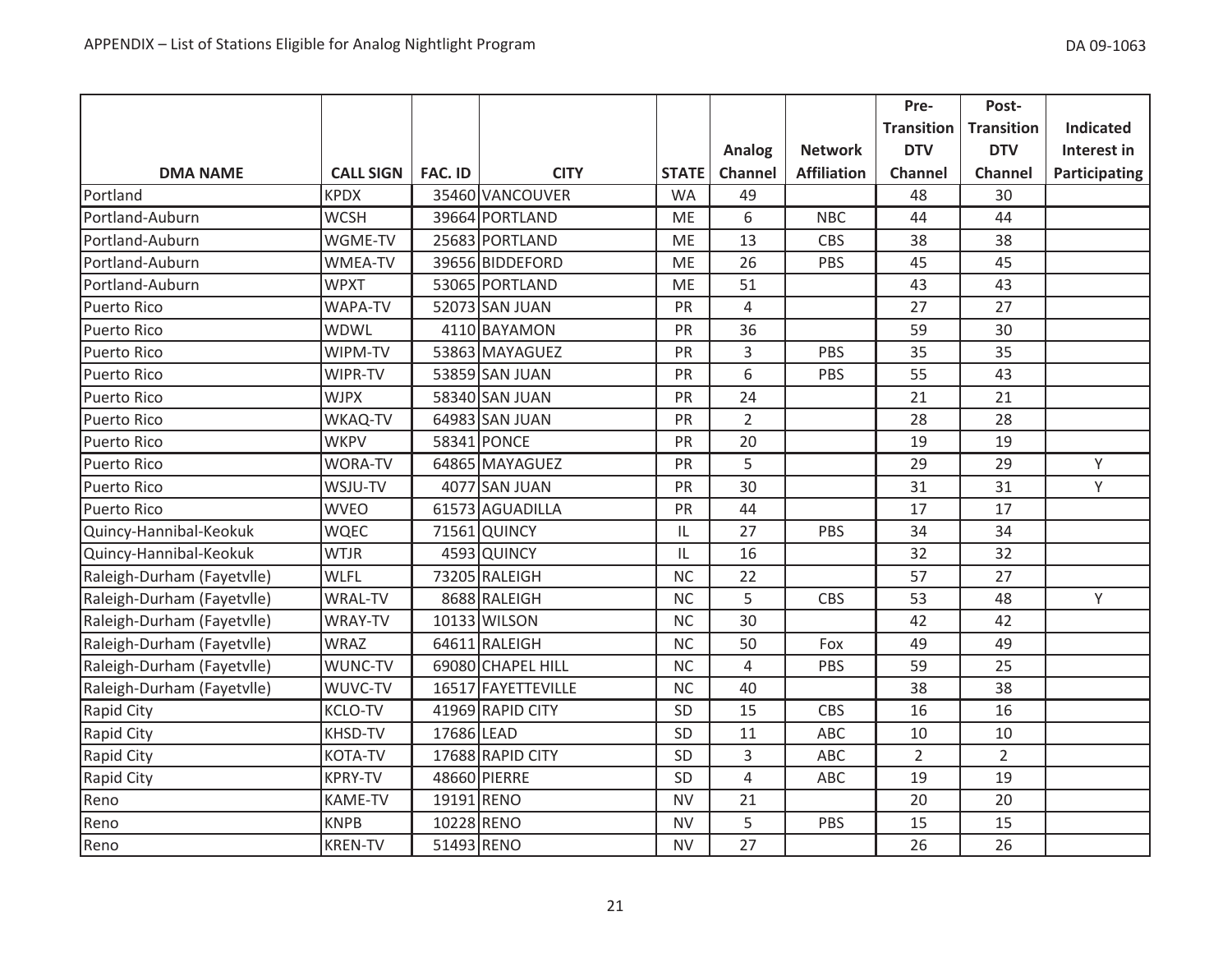APPENDIX – List of Stations Eligible for Analog Nightlight Program

| DMA NAME | CALL SIGN | FAC. ID | CITY | STATE | Analog Channel | Network Affiliation | Pre-Transition DTV Channel | Post-Transition DTV Channel | Indicated Interest in Participating |
|---|---|---|---|---|---|---|---|---|---|
| Portland | KPDX | 35460 | VANCOUVER | WA | 49 | | 48 | 30 | |
| Portland-Auburn | WCSH | 39664 | PORTLAND | ME | 6 | NBC | 44 | 44 | |
| Portland-Auburn | WGME-TV | 25683 | PORTLAND | ME | 13 | CBS | 38 | 38 | |
| Portland-Auburn | WMEA-TV | 39656 | BIDDEFORD | ME | 26 | PBS | 45 | 45 | |
| Portland-Auburn | WPXT | 53065 | PORTLAND | ME | 51 | | 43 | 43 | |
| Puerto Rico | WAPA-TV | 52073 | SAN JUAN | PR | 4 | | 27 | 27 | |
| Puerto Rico | WDWL | 4110 | BAYAMON | PR | 36 | | 59 | 30 | |
| Puerto Rico | WIPM-TV | 53863 | MAYAGUEZ | PR | 3 | PBS | 35 | 35 | |
| Puerto Rico | WIPR-TV | 53859 | SAN JUAN | PR | 6 | PBS | 55 | 43 | |
| Puerto Rico | WJPX | 58340 | SAN JUAN | PR | 24 | | 21 | 21 | |
| Puerto Rico | WKAQ-TV | 64983 | SAN JUAN | PR | 2 | | 28 | 28 | |
| Puerto Rico | WKPV | 58341 | PONCE | PR | 20 | | 19 | 19 | |
| Puerto Rico | WORA-TV | 64865 | MAYAGUEZ | PR | 5 | | 29 | 29 | Y |
| Puerto Rico | WSJU-TV | 4077 | SAN JUAN | PR | 30 | | 31 | 31 | Y |
| Puerto Rico | WVEO | 61573 | AGUADILLA | PR | 44 | | 17 | 17 | |
| Quincy-Hannibal-Keokuk | WQEC | 71561 | QUINCY | IL | 27 | PBS | 34 | 34 | |
| Quincy-Hannibal-Keokuk | WTJR | 4593 | QUINCY | IL | 16 | | 32 | 32 | |
| Raleigh-Durham (Fayetvlle) | WLFL | 73205 | RALEIGH | NC | 22 | | 57 | 27 | |
| Raleigh-Durham (Fayetvlle) | WRAL-TV | 8688 | RALEIGH | NC | 5 | CBS | 53 | 48 | Y |
| Raleigh-Durham (Fayetvlle) | WRAY-TV | 10133 | WILSON | NC | 30 | | 42 | 42 | |
| Raleigh-Durham (Fayetvlle) | WRAZ | 64611 | RALEIGH | NC | 50 | Fox | 49 | 49 | |
| Raleigh-Durham (Fayetvlle) | WUNC-TV | 69080 | CHAPEL HILL | NC | 4 | PBS | 59 | 25 | |
| Raleigh-Durham (Fayetvlle) | WUVC-TV | 16517 | FAYETTEVILLE | NC | 40 | | 38 | 38 | |
| Rapid City | KCLO-TV | 41969 | RAPID CITY | SD | 15 | CBS | 16 | 16 | |
| Rapid City | KHSD-TV | 17686 | LEAD | SD | 11 | ABC | 10 | 10 | |
| Rapid City | KOTA-TV | 17688 | RAPID CITY | SD | 3 | ABC | 2 | 2 | |
| Rapid City | KPRY-TV | 48660 | PIERRE | SD | 4 | ABC | 19 | 19 | |
| Reno | KAME-TV | 19191 | RENO | NV | 21 | | 20 | 20 | |
| Reno | KNPB | 10228 | RENO | NV | 5 | PBS | 15 | 15 | |
| Reno | KREN-TV | 51493 | RENO | NV | 27 | | 26 | 26 | |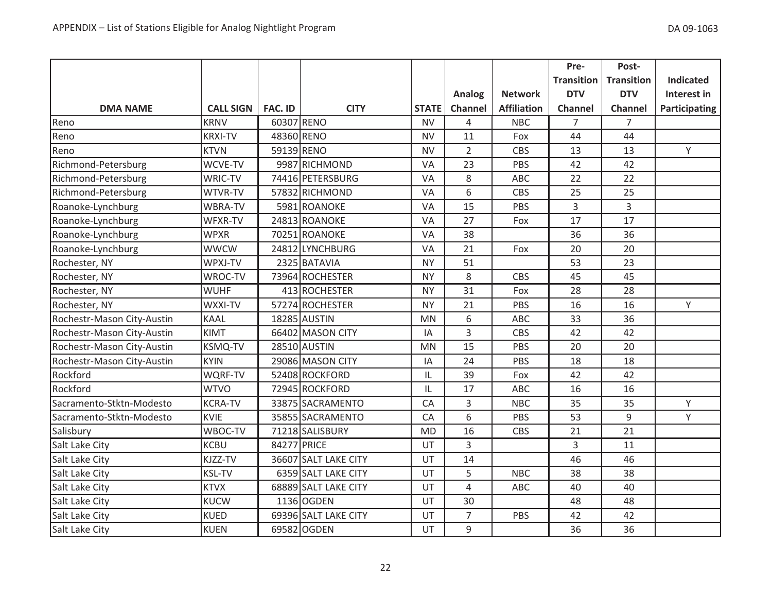| DMA NAME | CALL SIGN | FAC. ID | CITY | STATE | Analog Channel | Network Affiliation | Pre-Transition DTV Channel | Post-Transition DTV Channel | Indicated Interest in Participating |
|---|---|---|---|---|---|---|---|---|---|
| Reno | KRNV | 60307 | RENO | NV | 4 | NBC | 7 | 7 | |
| Reno | KRXI-TV | 48360 | RENO | NV | 11 | Fox | 44 | 44 | |
| Reno | KTVN | 59139 | RENO | NV | 2 | CBS | 13 | 13 | Y |
| Richmond-Petersburg | WCVE-TV | 9987 | RICHMOND | VA | 23 | PBS | 42 | 42 | |
| Richmond-Petersburg | WRIC-TV | 74416 | PETERSBURG | VA | 8 | ABC | 22 | 22 | |
| Richmond-Petersburg | WTVR-TV | 57832 | RICHMOND | VA | 6 | CBS | 25 | 25 | |
| Roanoke-Lynchburg | WBRA-TV | 5981 | ROANOKE | VA | 15 | PBS | 3 | 3 | |
| Roanoke-Lynchburg | WFXR-TV | 24813 | ROANOKE | VA | 27 | Fox | 17 | 17 | |
| Roanoke-Lynchburg | WPXR | 70251 | ROANOKE | VA | 38 | | 36 | 36 | |
| Roanoke-Lynchburg | WWCW | 24812 | LYNCHBURG | VA | 21 | Fox | 20 | 20 | |
| Rochester, NY | WPXJ-TV | 2325 | BATAVIA | NY | 51 | | 53 | 23 | |
| Rochester, NY | WROC-TV | 73964 | ROCHESTER | NY | 8 | CBS | 45 | 45 | |
| Rochester, NY | WUHF | 413 | ROCHESTER | NY | 31 | Fox | 28 | 28 | |
| Rochester, NY | WXXI-TV | 57274 | ROCHESTER | NY | 21 | PBS | 16 | 16 | Y |
| Rochestr-Mason City-Austin | KAAL | 18285 | AUSTIN | MN | 6 | ABC | 33 | 36 | |
| Rochestr-Mason City-Austin | KIMT | 66402 | MASON CITY | IA | 3 | CBS | 42 | 42 | |
| Rochestr-Mason City-Austin | KSMQ-TV | 28510 | AUSTIN | MN | 15 | PBS | 20 | 20 | |
| Rochestr-Mason City-Austin | KYIN | 29086 | MASON CITY | IA | 24 | PBS | 18 | 18 | |
| Rockford | WQRF-TV | 52408 | ROCKFORD | IL | 39 | Fox | 42 | 42 | |
| Rockford | WTVO | 72945 | ROCKFORD | IL | 17 | ABC | 16 | 16 | |
| Sacramento-Stktn-Modesto | KCRA-TV | 33875 | SACRAMENTO | CA | 3 | NBC | 35 | 35 | Y |
| Sacramento-Stktn-Modesto | KVIE | 35855 | SACRAMENTO | CA | 6 | PBS | 53 | 9 | Y |
| Salisbury | WBOC-TV | 71218 | SALISBURY | MD | 16 | CBS | 21 | 21 | |
| Salt Lake City | KCBU | 84277 | PRICE | UT | 3 | | 3 | 11 | |
| Salt Lake City | KJZZ-TV | 36607 | SALT LAKE CITY | UT | 14 | | 46 | 46 | |
| Salt Lake City | KSL-TV | 6359 | SALT LAKE CITY | UT | 5 | NBC | 38 | 38 | |
| Salt Lake City | KTVX | 68889 | SALT LAKE CITY | UT | 4 | ABC | 40 | 40 | |
| Salt Lake City | KUCW | 1136 | OGDEN | UT | 30 | | 48 | 48 | |
| Salt Lake City | KUED | 69396 | SALT LAKE CITY | UT | 7 | PBS | 42 | 42 | |
| Salt Lake City | KUEN | 69582 | OGDEN | UT | 9 | | 36 | 36 | |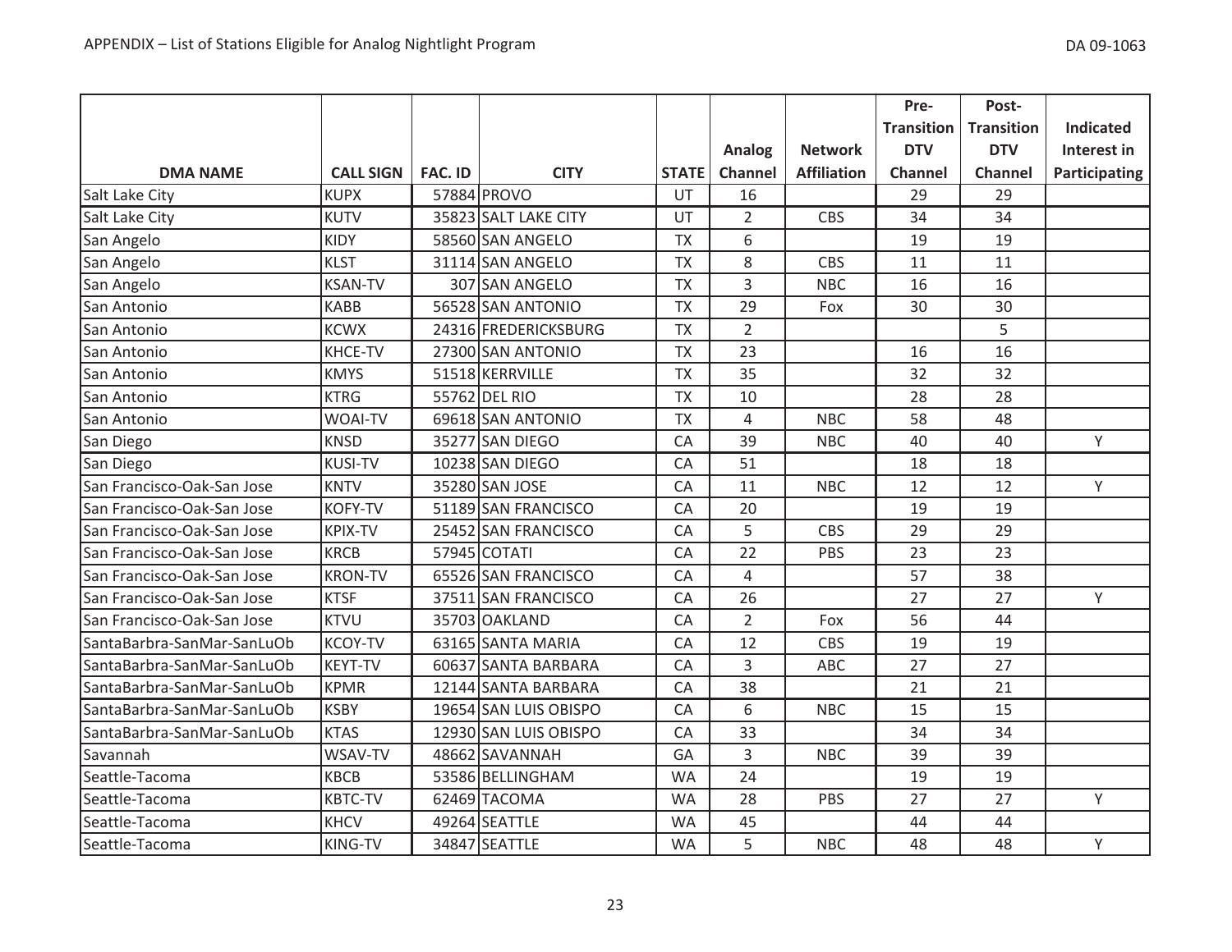| DMA NAME | CALL SIGN | FAC. ID | CITY | STATE | Analog Channel | Network Affiliation | Pre-Transition DTV Channel | Post-Transition DTV Channel | Indicated Interest in Participating |
|---|---|---|---|---|---|---|---|---|---|
| Salt Lake City | KUPX | 57884 | PROVO | UT | 16 | | 29 | 29 | |
| Salt Lake City | KUTV | 35823 | SALT LAKE CITY | UT | 2 | CBS | 34 | 34 | |
| San Angelo | KIDY | 58560 | SAN ANGELO | TX | 6 | | 19 | 19 | |
| San Angelo | KLST | 31114 | SAN ANGELO | TX | 8 | CBS | 11 | 11 | |
| San Angelo | KSAN-TV | 307 | SAN ANGELO | TX | 3 | NBC | 16 | 16 | |
| San Antonio | KABB | 56528 | SAN ANTONIO | TX | 29 | Fox | 30 | 30 | |
| San Antonio | KCWX | 24316 | FREDERICKSBURG | TX | 2 | | | 5 | |
| San Antonio | KHCE-TV | 27300 | SAN ANTONIO | TX | 23 | | 16 | 16 | |
| San Antonio | KMYS | 51518 | KERRVILLE | TX | 35 | | 32 | 32 | |
| San Antonio | KTRG | 55762 | DEL RIO | TX | 10 | | 28 | 28 | |
| San Antonio | WOAI-TV | 69618 | SAN ANTONIO | TX | 4 | NBC | 58 | 48 | |
| San Diego | KNSD | 35277 | SAN DIEGO | CA | 39 | NBC | 40 | 40 | Y |
| San Diego | KUSI-TV | 10238 | SAN DIEGO | CA | 51 | | 18 | 18 | |
| San Francisco-Oak-San Jose | KNTV | 35280 | SAN JOSE | CA | 11 | NBC | 12 | 12 | Y |
| San Francisco-Oak-San Jose | KOFY-TV | 51189 | SAN FRANCISCO | CA | 20 | | 19 | 19 | |
| San Francisco-Oak-San Jose | KPIX-TV | 25452 | SAN FRANCISCO | CA | 5 | CBS | 29 | 29 | |
| San Francisco-Oak-San Jose | KRCB | 57945 | COTATI | CA | 22 | PBS | 23 | 23 | |
| San Francisco-Oak-San Jose | KRON-TV | 65526 | SAN FRANCISCO | CA | 4 | | 57 | 38 | |
| San Francisco-Oak-San Jose | KTSF | 37511 | SAN FRANCISCO | CA | 26 | | 27 | 27 | Y |
| San Francisco-Oak-San Jose | KTVU | 35703 | OAKLAND | CA | 2 | Fox | 56 | 44 | |
| SantaBarbra-SanMar-SanLuOb | KCOY-TV | 63165 | SANTA MARIA | CA | 12 | CBS | 19 | 19 | |
| SantaBarbra-SanMar-SanLuOb | KEYT-TV | 60637 | SANTA BARBARA | CA | 3 | ABC | 27 | 27 | |
| SantaBarbra-SanMar-SanLuOb | KPMR | 12144 | SANTA BARBARA | CA | 38 | | 21 | 21 | |
| SantaBarbra-SanMar-SanLuOb | KSBY | 19654 | SAN LUIS OBISPO | CA | 6 | NBC | 15 | 15 | |
| SantaBarbra-SanMar-SanLuOb | KTAS | 12930 | SAN LUIS OBISPO | CA | 33 | | 34 | 34 | |
| Savannah | WSAV-TV | 48662 | SAVANNAH | GA | 3 | NBC | 39 | 39 | |
| Seattle-Tacoma | KBCB | 53586 | BELLINGHAM | WA | 24 | | 19 | 19 | |
| Seattle-Tacoma | KBTC-TV | 62469 | TACOMA | WA | 28 | PBS | 27 | 27 | Y |
| Seattle-Tacoma | KHCV | 49264 | SEATTLE | WA | 45 | | 44 | 44 | |
| Seattle-Tacoma | KING-TV | 34847 | SEATTLE | WA | 5 | NBC | 48 | 48 | Y |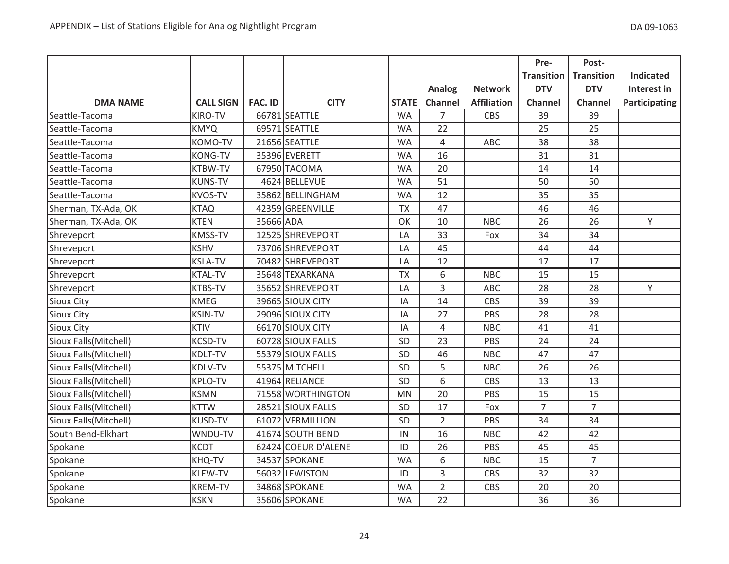| DMA NAME | CALL SIGN | FAC. ID | CITY | STATE | Analog Channel | Network Affiliation | Pre-Transition DTV Channel | Post-Transition DTV Channel | Indicated Interest in Participating |
|---|---|---|---|---|---|---|---|---|---|
| Seattle-Tacoma | KIRO-TV | 66781 | SEATTLE | WA | 7 | CBS | 39 | 39 | |
| Seattle-Tacoma | KMYQ | 69571 | SEATTLE | WA | 22 | | 25 | 25 | |
| Seattle-Tacoma | KOMO-TV | 21656 | SEATTLE | WA | 4 | ABC | 38 | 38 | |
| Seattle-Tacoma | KONG-TV | 35396 | EVERETT | WA | 16 | | 31 | 31 | |
| Seattle-Tacoma | KTBW-TV | 67950 | TACOMA | WA | 20 | | 14 | 14 | |
| Seattle-Tacoma | KUNS-TV | 4624 | BELLEVUE | WA | 51 | | 50 | 50 | |
| Seattle-Tacoma | KVOS-TV | 35862 | BELLINGHAM | WA | 12 | | 35 | 35 | |
| Sherman, TX-Ada, OK | KTAQ | 42359 | GREENVILLE | TX | 47 | | 46 | 46 | |
| Sherman, TX-Ada, OK | KTEN | 35666 | ADA | OK | 10 | NBC | 26 | 26 | Y |
| Shreveport | KMSS-TV | 12525 | SHREVEPORT | LA | 33 | Fox | 34 | 34 | |
| Shreveport | KSHV | 73706 | SHREVEPORT | LA | 45 | | 44 | 44 | |
| Shreveport | KSLA-TV | 70482 | SHREVEPORT | LA | 12 | | 17 | 17 | |
| Shreveport | KTAL-TV | 35648 | TEXARKANA | TX | 6 | NBC | 15 | 15 | |
| Shreveport | KTBS-TV | 35652 | SHREVEPORT | LA | 3 | ABC | 28 | 28 | Y |
| Sioux City | KMEG | 39665 | SIOUX CITY | IA | 14 | CBS | 39 | 39 | |
| Sioux City | KSIN-TV | 29096 | SIOUX CITY | IA | 27 | PBS | 28 | 28 | |
| Sioux City | KTIV | 66170 | SIOUX CITY | IA | 4 | NBC | 41 | 41 | |
| Sioux Falls(Mitchell) | KCSD-TV | 60728 | SIOUX FALLS | SD | 23 | PBS | 24 | 24 | |
| Sioux Falls(Mitchell) | KDLT-TV | 55379 | SIOUX FALLS | SD | 46 | NBC | 47 | 47 | |
| Sioux Falls(Mitchell) | KDLV-TV | 55375 | MITCHELL | SD | 5 | NBC | 26 | 26 | |
| Sioux Falls(Mitchell) | KPLO-TV | 41964 | RELIANCE | SD | 6 | CBS | 13 | 13 | |
| Sioux Falls(Mitchell) | KSMN | 71558 | WORTHINGTON | MN | 20 | PBS | 15 | 15 | |
| Sioux Falls(Mitchell) | KTTW | 28521 | SIOUX FALLS | SD | 17 | Fox | 7 | 7 | |
| Sioux Falls(Mitchell) | KUSD-TV | 61072 | VERMILLION | SD | 2 | PBS | 34 | 34 | |
| South Bend-Elkhart | WNDU-TV | 41674 | SOUTH BEND | IN | 16 | NBC | 42 | 42 | |
| Spokane | KCDT | 62424 | COEUR D'ALENE | ID | 26 | PBS | 45 | 45 | |
| Spokane | KHQ-TV | 34537 | SPOKANE | WA | 6 | NBC | 15 | 7 | |
| Spokane | KLEW-TV | 56032 | LEWISTON | ID | 3 | CBS | 32 | 32 | |
| Spokane | KREM-TV | 34868 | SPOKANE | WA | 2 | CBS | 20 | 20 | |
| Spokane | KSKN | 35606 | SPOKANE | WA | 22 | | 36 | 36 | |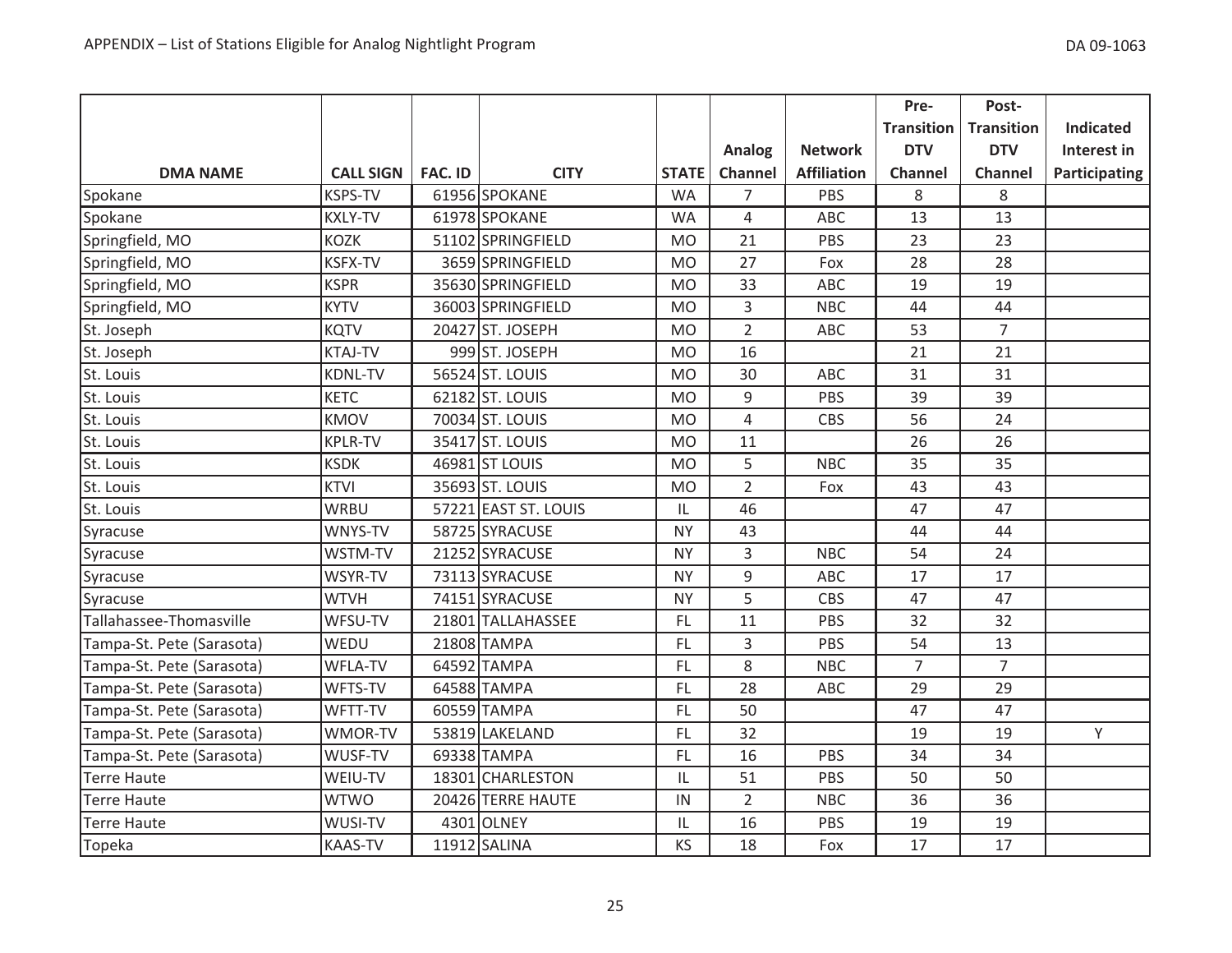| DMA NAME | CALL SIGN | FAC. ID | CITY | STATE | Analog Channel | Network Affiliation | Pre-Transition DTV Channel | Post-Transition DTV Channel | Indicated Interest in Participating |
|---|---|---|---|---|---|---|---|---|---|
| Spokane | KSPS-TV | 61956 | SPOKANE | WA | 7 | PBS | 8 | 8 | |
| Spokane | KXLY-TV | 61978 | SPOKANE | WA | 4 | ABC | 13 | 13 | |
| Springfield, MO | KOZK | 51102 | SPRINGFIELD | MO | 21 | PBS | 23 | 23 | |
| Springfield, MO | KSFX-TV | 3659 | SPRINGFIELD | MO | 27 | Fox | 28 | 28 | |
| Springfield, MO | KSPR | 35630 | SPRINGFIELD | MO | 33 | ABC | 19 | 19 | |
| Springfield, MO | KYTV | 36003 | SPRINGFIELD | MO | 3 | NBC | 44 | 44 | |
| St. Joseph | KQTV | 20427 | ST. JOSEPH | MO | 2 | ABC | 53 | 7 | |
| St. Joseph | KTAJ-TV | 999 | ST. JOSEPH | MO | 16 | | 21 | 21 | |
| St. Louis | KDNL-TV | 56524 | ST. LOUIS | MO | 30 | ABC | 31 | 31 | |
| St. Louis | KETC | 62182 | ST. LOUIS | MO | 9 | PBS | 39 | 39 | |
| St. Louis | KMOV | 70034 | ST. LOUIS | MO | 4 | CBS | 56 | 24 | |
| St. Louis | KPLR-TV | 35417 | ST. LOUIS | MO | 11 | | 26 | 26 | |
| St. Louis | KSDK | 46981 | ST LOUIS | MO | 5 | NBC | 35 | 35 | |
| St. Louis | KTVI | 35693 | ST. LOUIS | MO | 2 | Fox | 43 | 43 | |
| St. Louis | WRBU | 57221 | EAST ST. LOUIS | IL | 46 | | 47 | 47 | |
| Syracuse | WNYS-TV | 58725 | SYRACUSE | NY | 43 | | 44 | 44 | |
| Syracuse | WSTM-TV | 21252 | SYRACUSE | NY | 3 | NBC | 54 | 24 | |
| Syracuse | WSYR-TV | 73113 | SYRACUSE | NY | 9 | ABC | 17 | 17 | |
| Syracuse | WTVH | 74151 | SYRACUSE | NY | 5 | CBS | 47 | 47 | |
| Tallahassee-Thomasville | WFSU-TV | 21801 | TALLAHASSEE | FL | 11 | PBS | 32 | 32 | |
| Tampa-St. Pete (Sarasota) | WEDU | 21808 | TAMPA | FL | 3 | PBS | 54 | 13 | |
| Tampa-St. Pete (Sarasota) | WFLA-TV | 64592 | TAMPA | FL | 8 | NBC | 7 | 7 | |
| Tampa-St. Pete (Sarasota) | WFTS-TV | 64588 | TAMPA | FL | 28 | ABC | 29 | 29 | |
| Tampa-St. Pete (Sarasota) | WFTT-TV | 60559 | TAMPA | FL | 50 | | 47 | 47 | |
| Tampa-St. Pete (Sarasota) | WMOR-TV | 53819 | LAKELAND | FL | 32 | | 19 | 19 | Y |
| Tampa-St. Pete (Sarasota) | WUSF-TV | 69338 | TAMPA | FL | 16 | PBS | 34 | 34 | |
| Terre Haute | WEIU-TV | 18301 | CHARLESTON | IL | 51 | PBS | 50 | 50 | |
| Terre Haute | WTWO | 20426 | TERRE HAUTE | IN | 2 | NBC | 36 | 36 | |
| Terre Haute | WUSI-TV | 4301 | OLNEY | IL | 16 | PBS | 19 | 19 | |
| Topeka | KAAS-TV | 11912 | SALINA | KS | 18 | Fox | 17 | 17 | |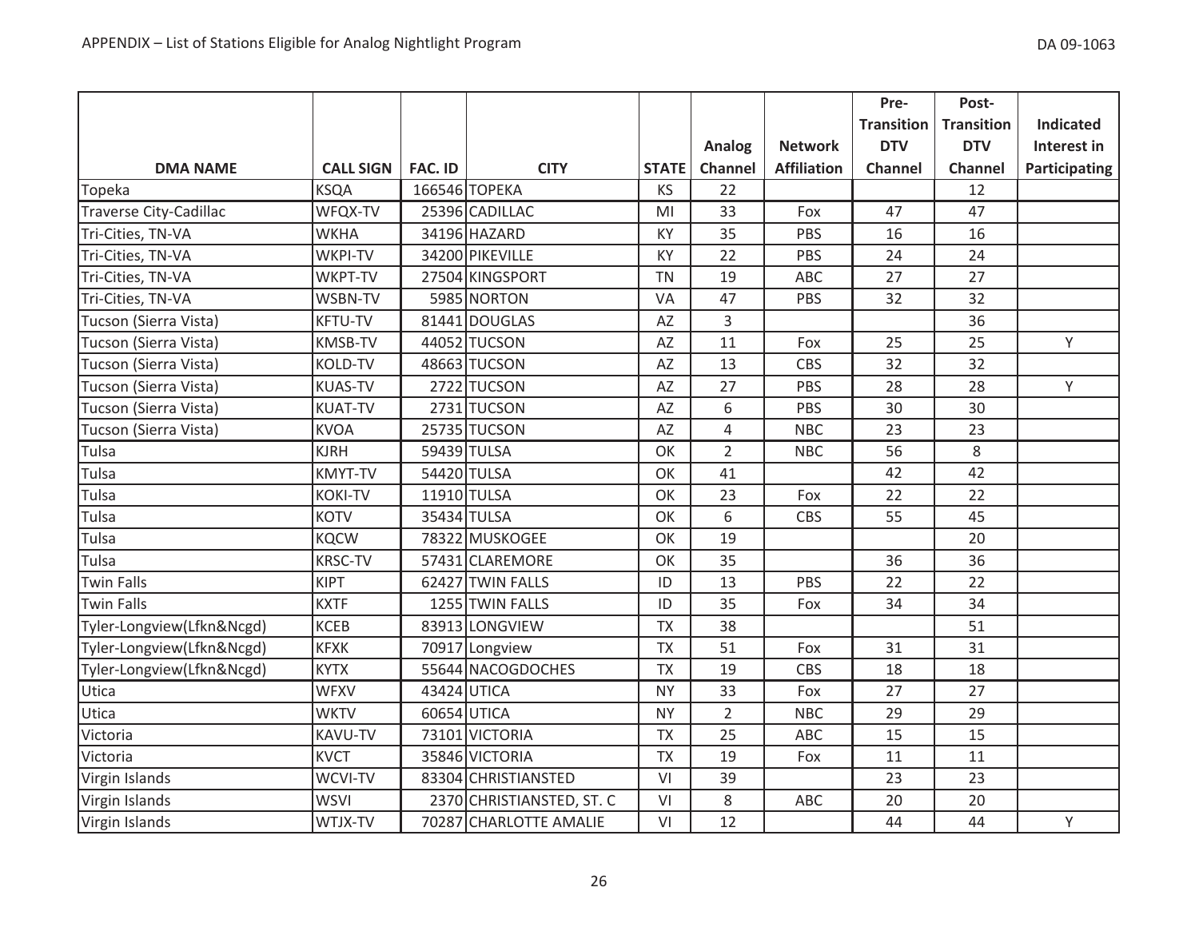| DMA NAME | CALL SIGN | FAC. ID | CITY | STATE | Analog Channel | Network Affiliation | Pre-Transition DTV Channel | Post-Transition DTV Channel | Indicated Interest in Participating |
|---|---|---|---|---|---|---|---|---|---|
| Topeka | KSQA | 166546 | TOPEKA | KS | 22 | | | 12 | |
| Traverse City-Cadillac | WFQX-TV | 25396 | CADILLAC | MI | 33 | Fox | 47 | 47 | |
| Tri-Cities, TN-VA | WKHA | 34196 | HAZARD | KY | 35 | PBS | 16 | 16 | |
| Tri-Cities, TN-VA | WKPI-TV | 34200 | PIKEVILLE | KY | 22 | PBS | 24 | 24 | |
| Tri-Cities, TN-VA | WKPT-TV | 27504 | KINGSPORT | TN | 19 | ABC | 27 | 27 | |
| Tri-Cities, TN-VA | WSBN-TV | 5985 | NORTON | VA | 47 | PBS | 32 | 32 | |
| Tucson (Sierra Vista) | KFTU-TV | 81441 | DOUGLAS | AZ | 3 | | | 36 | |
| Tucson (Sierra Vista) | KMSB-TV | 44052 | TUCSON | AZ | 11 | Fox | 25 | 25 | Y |
| Tucson (Sierra Vista) | KOLD-TV | 48663 | TUCSON | AZ | 13 | CBS | 32 | 32 | |
| Tucson (Sierra Vista) | KUAS-TV | 2722 | TUCSON | AZ | 27 | PBS | 28 | 28 | Y |
| Tucson (Sierra Vista) | KUAT-TV | 2731 | TUCSON | AZ | 6 | PBS | 30 | 30 | |
| Tucson (Sierra Vista) | KVOA | 25735 | TUCSON | AZ | 4 | NBC | 23 | 23 | |
| Tulsa | KJRH | 59439 | TULSA | OK | 2 | NBC | 56 | 8 | |
| Tulsa | KMYT-TV | 54420 | TULSA | OK | 41 | | 42 | 42 | |
| Tulsa | KOKI-TV | 11910 | TULSA | OK | 23 | Fox | 22 | 22 | |
| Tulsa | KOTV | 35434 | TULSA | OK | 6 | CBS | 55 | 45 | |
| Tulsa | KQCW | 78322 | MUSKOGEE | OK | 19 | | | 20 | |
| Tulsa | KRSC-TV | 57431 | CLAREMORE | OK | 35 | | 36 | 36 | |
| Twin Falls | KIPT | 62427 | TWIN FALLS | ID | 13 | PBS | 22 | 22 | |
| Twin Falls | KXTF | 1255 | TWIN FALLS | ID | 35 | Fox | 34 | 34 | |
| Tyler-Longview(Lfkn&Ncgd) | KCEB | 83913 | LONGVIEW | TX | 38 | | | 51 | |
| Tyler-Longview(Lfkn&Ncgd) | KFXK | 70917 | Longview | TX | 51 | Fox | 31 | 31 | |
| Tyler-Longview(Lfkn&Ncgd) | KYTX | 55644 | NACOGDOCHES | TX | 19 | CBS | 18 | 18 | |
| Utica | WFXV | 43424 | UTICA | NY | 33 | Fox | 27 | 27 | |
| Utica | WKTV | 60654 | UTICA | NY | 2 | NBC | 29 | 29 | |
| Victoria | KAVU-TV | 73101 | VICTORIA | TX | 25 | ABC | 15 | 15 | |
| Victoria | KVCT | 35846 | VICTORIA | TX | 19 | Fox | 11 | 11 | |
| Virgin Islands | WCVI-TV | 83304 | CHRISTIANSTED | VI | 39 | | 23 | 23 | |
| Virgin Islands | WSVI | 2370 | CHRISTIANSTED, ST. C | VI | 8 | ABC | 20 | 20 | |
| Virgin Islands | WTJX-TV | 70287 | CHARLOTTE AMALIE | VI | 12 | | 44 | 44 | Y |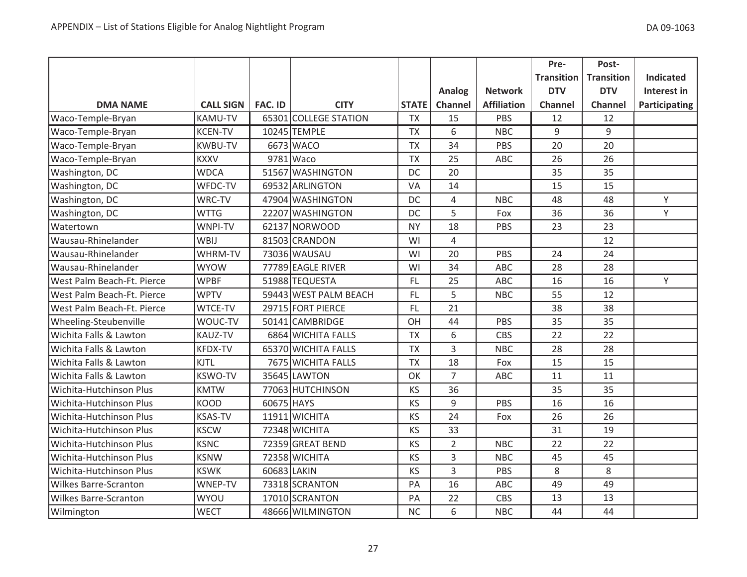| DMA NAME | CALL SIGN | FAC. ID | CITY | STATE | Analog Channel | Network Affiliation | Pre-Transition DTV Channel | Post-Transition DTV Channel | Indicated Interest in Participating |
|---|---|---|---|---|---|---|---|---|---|
| Waco-Temple-Bryan | KAMU-TV | 65301 | COLLEGE STATION | TX | 15 | PBS | 12 | 12 | |
| Waco-Temple-Bryan | KCEN-TV | 10245 | TEMPLE | TX | 6 | NBC | 9 | 9 | |
| Waco-Temple-Bryan | KWBU-TV | 6673 | WACO | TX | 34 | PBS | 20 | 20 | |
| Waco-Temple-Bryan | KXXV | 9781 | Waco | TX | 25 | ABC | 26 | 26 | |
| Washington, DC | WDCA | 51567 | WASHINGTON | DC | 20 | | 35 | 35 | |
| Washington, DC | WFDC-TV | 69532 | ARLINGTON | VA | 14 | | 15 | 15 | |
| Washington, DC | WRC-TV | 47904 | WASHINGTON | DC | 4 | NBC | 48 | 48 | Y |
| Washington, DC | WTTG | 22207 | WASHINGTON | DC | 5 | Fox | 36 | 36 | Y |
| Watertown | WNPI-TV | 62137 | NORWOOD | NY | 18 | PBS | 23 | 23 | |
| Wausau-Rhinelander | WBIJ | 81503 | CRANDON | WI | 4 | | | 12 | |
| Wausau-Rhinelander | WHRM-TV | 73036 | WAUSAU | WI | 20 | PBS | 24 | 24 | |
| Wausau-Rhinelander | WYOW | 77789 | EAGLE RIVER | WI | 34 | ABC | 28 | 28 | |
| West Palm Beach-Ft. Pierce | WPBF | 51988 | TEQUESTA | FL | 25 | ABC | 16 | 16 | Y |
| West Palm Beach-Ft. Pierce | WPTV | 59443 | WEST PALM BEACH | FL | 5 | NBC | 55 | 12 | |
| West Palm Beach-Ft. Pierce | WTCE-TV | 29715 | FORT PIERCE | FL | 21 | | 38 | 38 | |
| Wheeling-Steubenville | WOUC-TV | 50141 | CAMBRIDGE | OH | 44 | PBS | 35 | 35 | |
| Wichita Falls & Lawton | KAUZ-TV | 6864 | WICHITA FALLS | TX | 6 | CBS | 22 | 22 | |
| Wichita Falls & Lawton | KFDX-TV | 65370 | WICHITA FALLS | TX | 3 | NBC | 28 | 28 | |
| Wichita Falls & Lawton | KJTL | 7675 | WICHITA FALLS | TX | 18 | Fox | 15 | 15 | |
| Wichita Falls & Lawton | KSWO-TV | 35645 | LAWTON | OK | 7 | ABC | 11 | 11 | |
| Wichita-Hutchinson Plus | KMTW | 77063 | HUTCHINSON | KS | 36 | | 35 | 35 | |
| Wichita-Hutchinson Plus | KOOD | 60675 | HAYS | KS | 9 | PBS | 16 | 16 | |
| Wichita-Hutchinson Plus | KSAS-TV | 11911 | WICHITA | KS | 24 | Fox | 26 | 26 | |
| Wichita-Hutchinson Plus | KSCW | 72348 | WICHITA | KS | 33 | | 31 | 19 | |
| Wichita-Hutchinson Plus | KSNC | 72359 | GREAT BEND | KS | 2 | NBC | 22 | 22 | |
| Wichita-Hutchinson Plus | KSNW | 72358 | WICHITA | KS | 3 | NBC | 45 | 45 | |
| Wichita-Hutchinson Plus | KSWK | 60683 | LAKIN | KS | 3 | PBS | 8 | 8 | |
| Wilkes Barre-Scranton | WNEP-TV | 73318 | SCRANTON | PA | 16 | ABC | 49 | 49 | |
| Wilkes Barre-Scranton | WYOU | 17010 | SCRANTON | PA | 22 | CBS | 13 | 13 | |
| Wilmington | WECT | 48666 | WILMINGTON | NC | 6 | NBC | 44 | 44 | |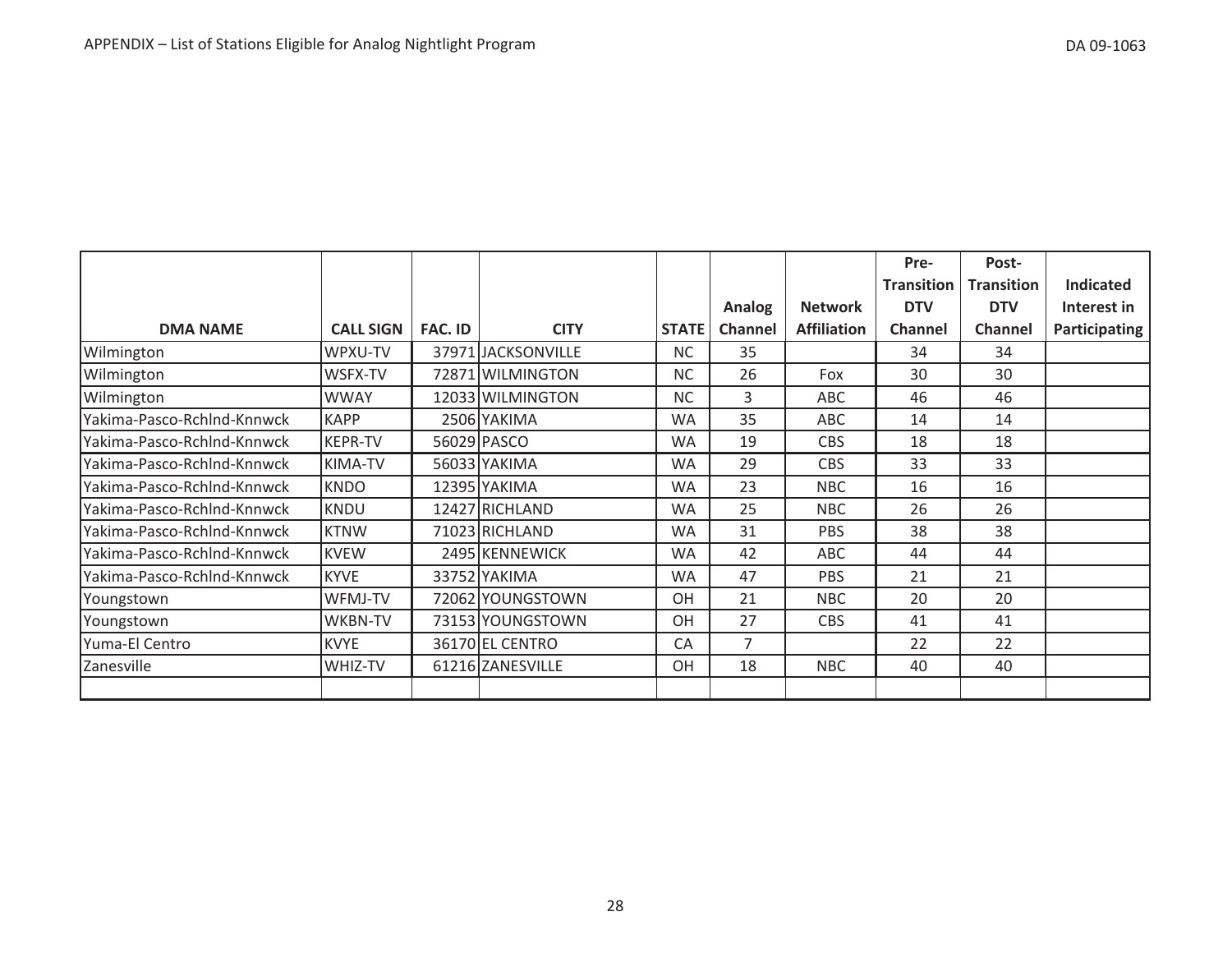| DMA NAME | CALL SIGN | FAC. ID | CITY | STATE | Analog Channel | Network Affiliation | Pre-Transition DTV Channel | Post-Transition DTV Channel | Indicated Interest in Participating |
|---|---|---|---|---|---|---|---|---|---|
| Wilmington | WPXU-TV | 37971 | JACKSONVILLE | NC | 35 | | 34 | 34 | |
| Wilmington | WSFX-TV | 72871 | WILMINGTON | NC | 26 | Fox | 30 | 30 | |
| Wilmington | WWAY | 12033 | WILMINGTON | NC | 3 | ABC | 46 | 46 | |
| Yakima-Pasco-Rchlnd-Knnwck | KAPP | 2506 | YAKIMA | WA | 35 | ABC | 14 | 14 | |
| Yakima-Pasco-Rchlnd-Knnwck | KEPR-TV | 56029 | PASCO | WA | 19 | CBS | 18 | 18 | |
| Yakima-Pasco-Rchlnd-Knnwck | KIMA-TV | 56033 | YAKIMA | WA | 29 | CBS | 33 | 33 | |
| Yakima-Pasco-Rchlnd-Knnwck | KNDO | 12395 | YAKIMA | WA | 23 | NBC | 16 | 16 | |
| Yakima-Pasco-Rchlnd-Knnwck | KNDU | 12427 | RICHLAND | WA | 25 | NBC | 26 | 26 | |
| Yakima-Pasco-Rchlnd-Knnwck | KTNW | 71023 | RICHLAND | WA | 31 | PBS | 38 | 38 | |
| Yakima-Pasco-Rchlnd-Knnwck | KVEW | 2495 | KENNEWICK | WA | 42 | ABC | 44 | 44 | |
| Yakima-Pasco-Rchlnd-Knnwck | KYVE | 33752 | YAKIMA | WA | 47 | PBS | 21 | 21 | |
| Youngstown | WFMJ-TV | 72062 | YOUNGSTOWN | OH | 21 | NBC | 20 | 20 | |
| Youngstown | WKBN-TV | 73153 | YOUNGSTOWN | OH | 27 | CBS | 41 | 41 | |
| Yuma-El Centro | KVYE | 36170 | EL CENTRO | CA | 7 | | 22 | 22 | |
| Zanesville | WHIZ-TV | 61216 | ZANESVILLE | OH | 18 | NBC | 40 | 40 | |
| | | | | | | | | | |